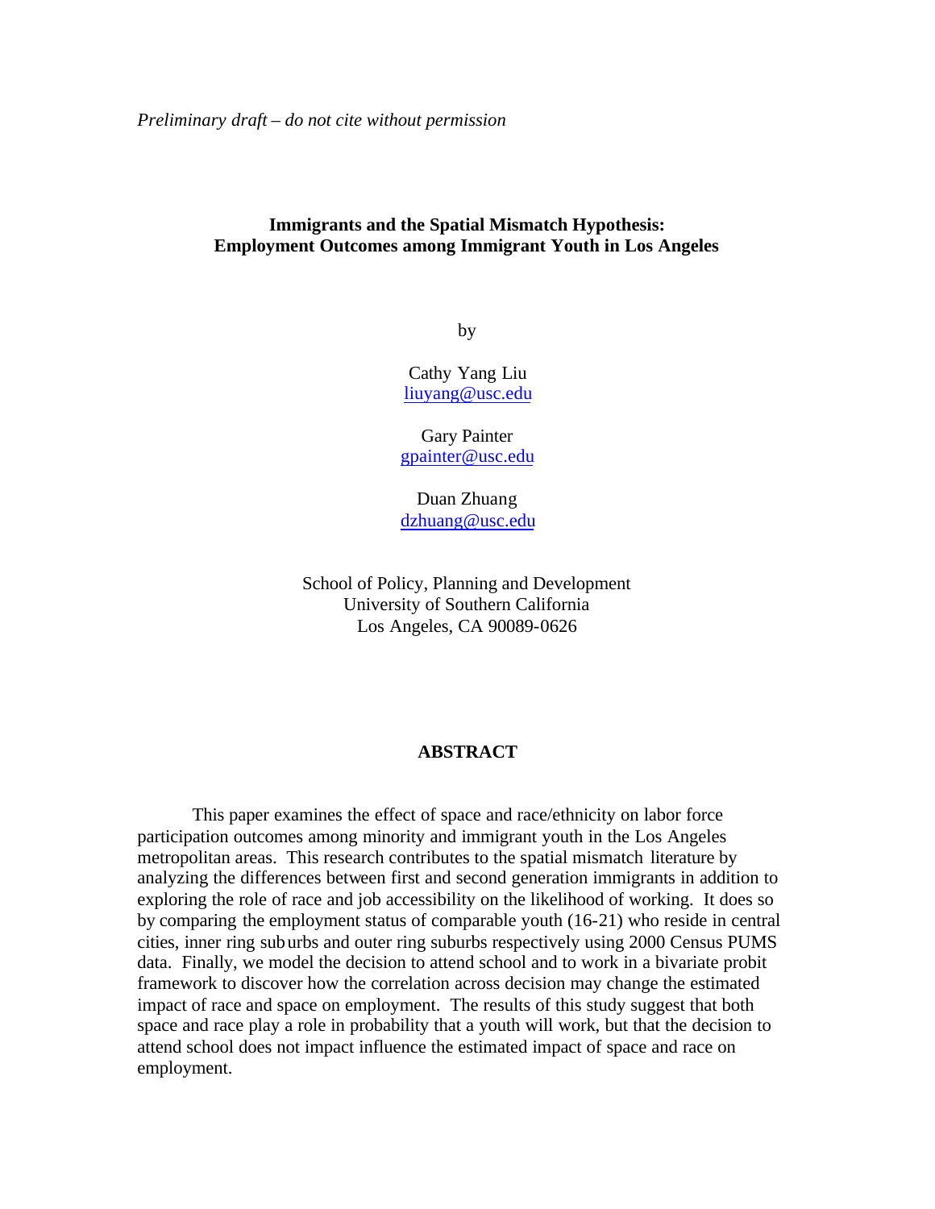*Preliminary draft – do not cite without permission*

# Immigrants and the Spatial Mismatch Hypothesis: Employment Outcomes among Immigrant Youth in Los Angeles

by

Cathy Yang Liu
liuyang@usc.edu

Gary Painter
gpainter@usc.edu

Duan Zhuang
dzhuang@usc.edu

School of Policy, Planning and Development
University of Southern California
Los Angeles, CA 90089-0626

## ABSTRACT

This paper examines the effect of space and race/ethnicity on labor force participation outcomes among minority and immigrant youth in the Los Angeles metropolitan areas. This research contributes to the spatial mismatch literature by analyzing the differences between first and second generation immigrants in addition to exploring the role of race and job accessibility on the likelihood of working. It does so by comparing the employment status of comparable youth (16-21) who reside in central cities, inner ring suburbs and outer ring suburbs respectively using 2000 Census PUMS data. Finally, we model the decision to attend school and to work in a bivariate probit framework to discover how the correlation across decision may change the estimated impact of race and space on employment. The results of this study suggest that both space and race play a role in probability that a youth will work, but that the decision to attend school does not impact influence the estimated impact of space and race on employment.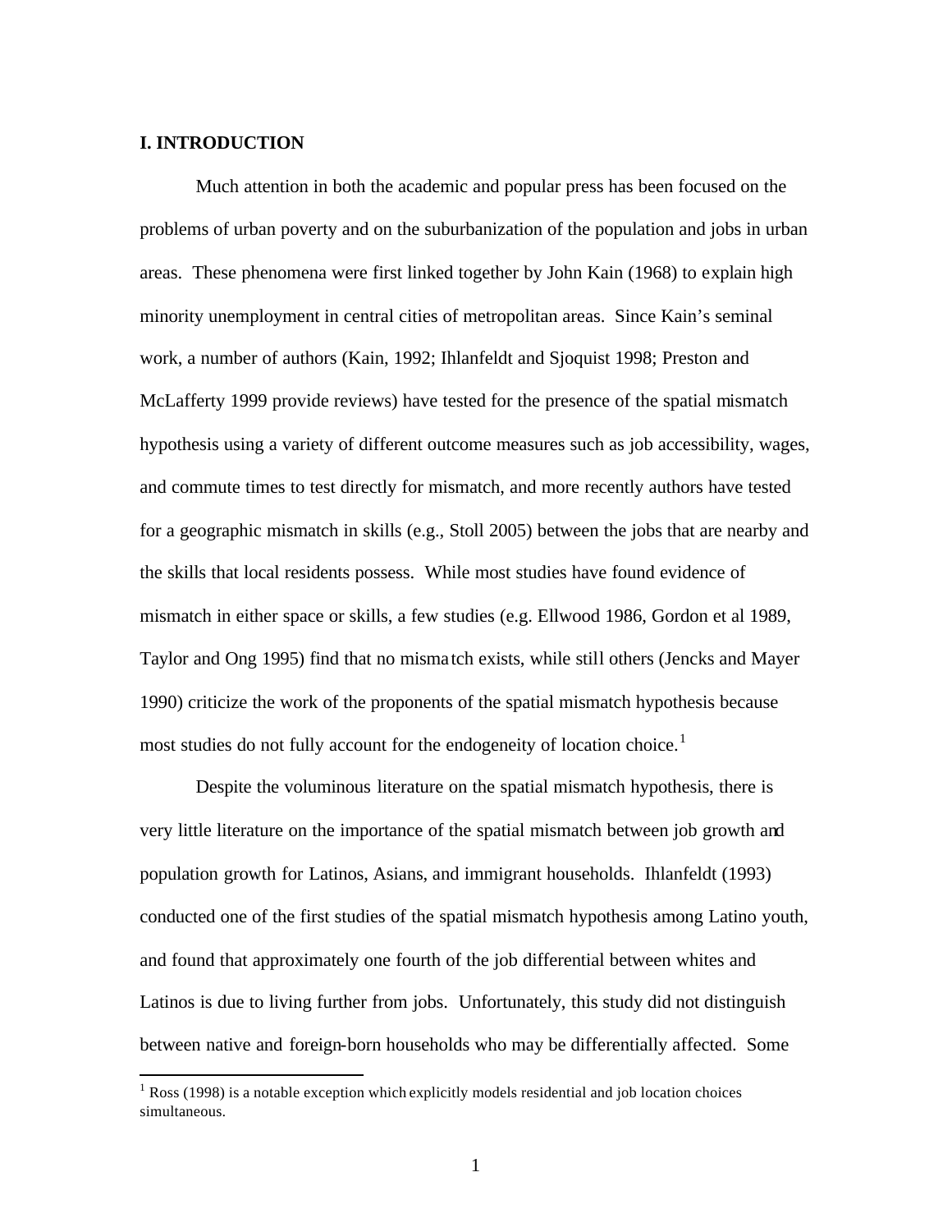## I. INTRODUCTION

Much attention in both the academic and popular press has been focused on the problems of urban poverty and on the suburbanization of the population and jobs in urban areas. These phenomena were first linked together by John Kain (1968) to explain high minority unemployment in central cities of metropolitan areas. Since Kain's seminal work, a number of authors (Kain, 1992; Ihlanfeldt and Sjoquist 1998; Preston and McLafferty 1999 provide reviews) have tested for the presence of the spatial mismatch hypothesis using a variety of different outcome measures such as job accessibility, wages, and commute times to test directly for mismatch, and more recently authors have tested for a geographic mismatch in skills (e.g., Stoll 2005) between the jobs that are nearby and the skills that local residents possess. While most studies have found evidence of mismatch in either space or skills, a few studies (e.g. Ellwood 1986, Gordon et al 1989, Taylor and Ong 1995) find that no mismatch exists, while still others (Jencks and Mayer 1990) criticize the work of the proponents of the spatial mismatch hypothesis because most studies do not fully account for the endogeneity of location choice.[1]

Despite the voluminous literature on the spatial mismatch hypothesis, there is very little literature on the importance of the spatial mismatch between job growth and population growth for Latinos, Asians, and immigrant households. Ihlanfeldt (1993) conducted one of the first studies of the spatial mismatch hypothesis among Latino youth, and found that approximately one fourth of the job differential between whites and Latinos is due to living further from jobs. Unfortunately, this study did not distinguish between native and foreign-born households who may be differentially affected. Some

[1] Ross (1998) is a notable exception which explicitly models residential and job location choices simultaneous.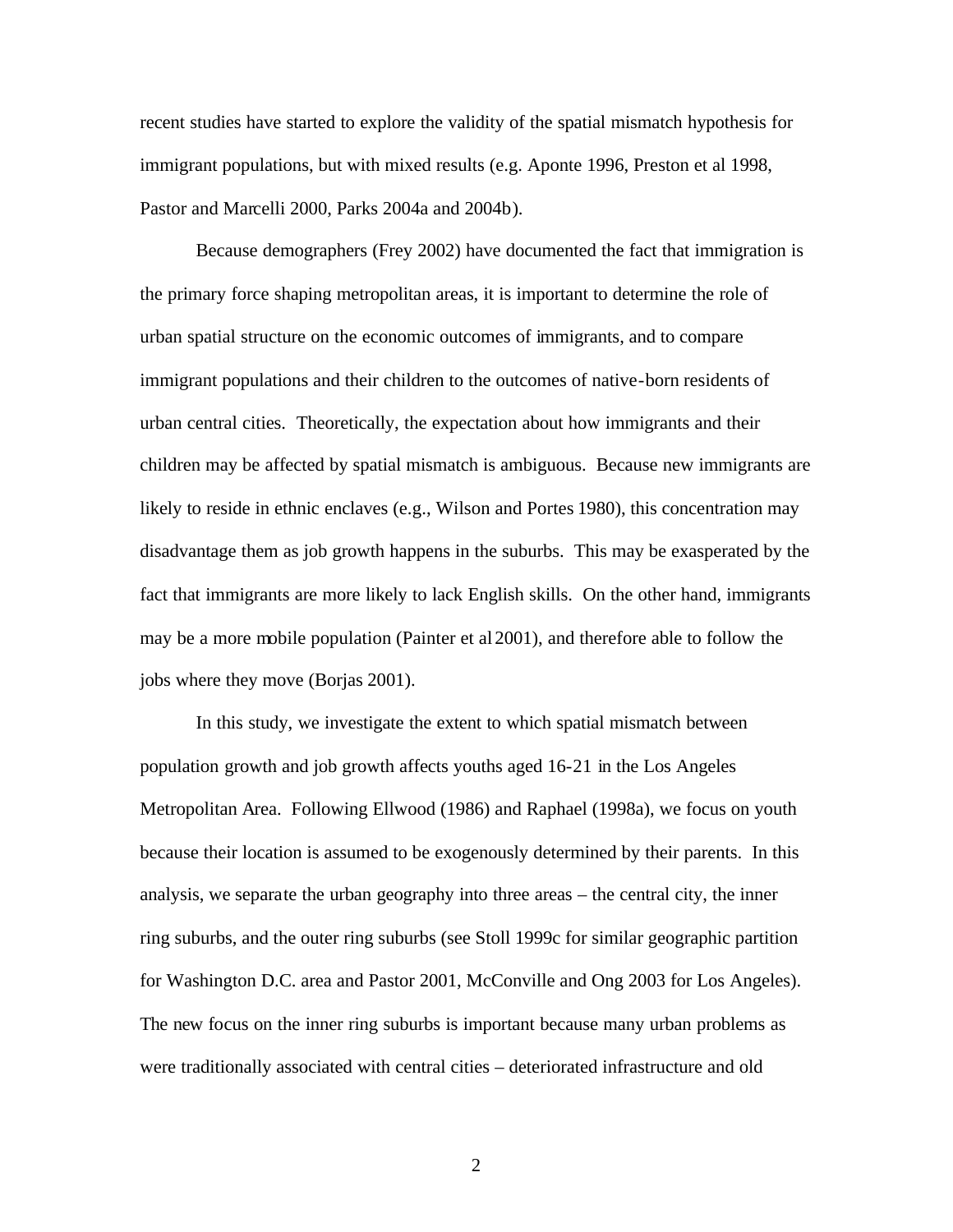recent studies have started to explore the validity of the spatial mismatch hypothesis for immigrant populations, but with mixed results (e.g. Aponte 1996, Preston et al 1998, Pastor and Marcelli 2000, Parks 2004a and 2004b).

Because demographers (Frey 2002) have documented the fact that immigration is the primary force shaping metropolitan areas, it is important to determine the role of urban spatial structure on the economic outcomes of immigrants, and to compare immigrant populations and their children to the outcomes of native-born residents of urban central cities. Theoretically, the expectation about how immigrants and their children may be affected by spatial mismatch is ambiguous. Because new immigrants are likely to reside in ethnic enclaves (e.g., Wilson and Portes 1980), this concentration may disadvantage them as job growth happens in the suburbs. This may be exasperated by the fact that immigrants are more likely to lack English skills. On the other hand, immigrants may be a more mobile population (Painter et al 2001), and therefore able to follow the jobs where they move (Borjas 2001).

In this study, we investigate the extent to which spatial mismatch between population growth and job growth affects youths aged 16-21 in the Los Angeles Metropolitan Area. Following Ellwood (1986) and Raphael (1998a), we focus on youth because their location is assumed to be exogenously determined by their parents. In this analysis, we separate the urban geography into three areas – the central city, the inner ring suburbs, and the outer ring suburbs (see Stoll 1999c for similar geographic partition for Washington D.C. area and Pastor 2001, McConville and Ong 2003 for Los Angeles). The new focus on the inner ring suburbs is important because many urban problems as were traditionally associated with central cities – deteriorated infrastructure and old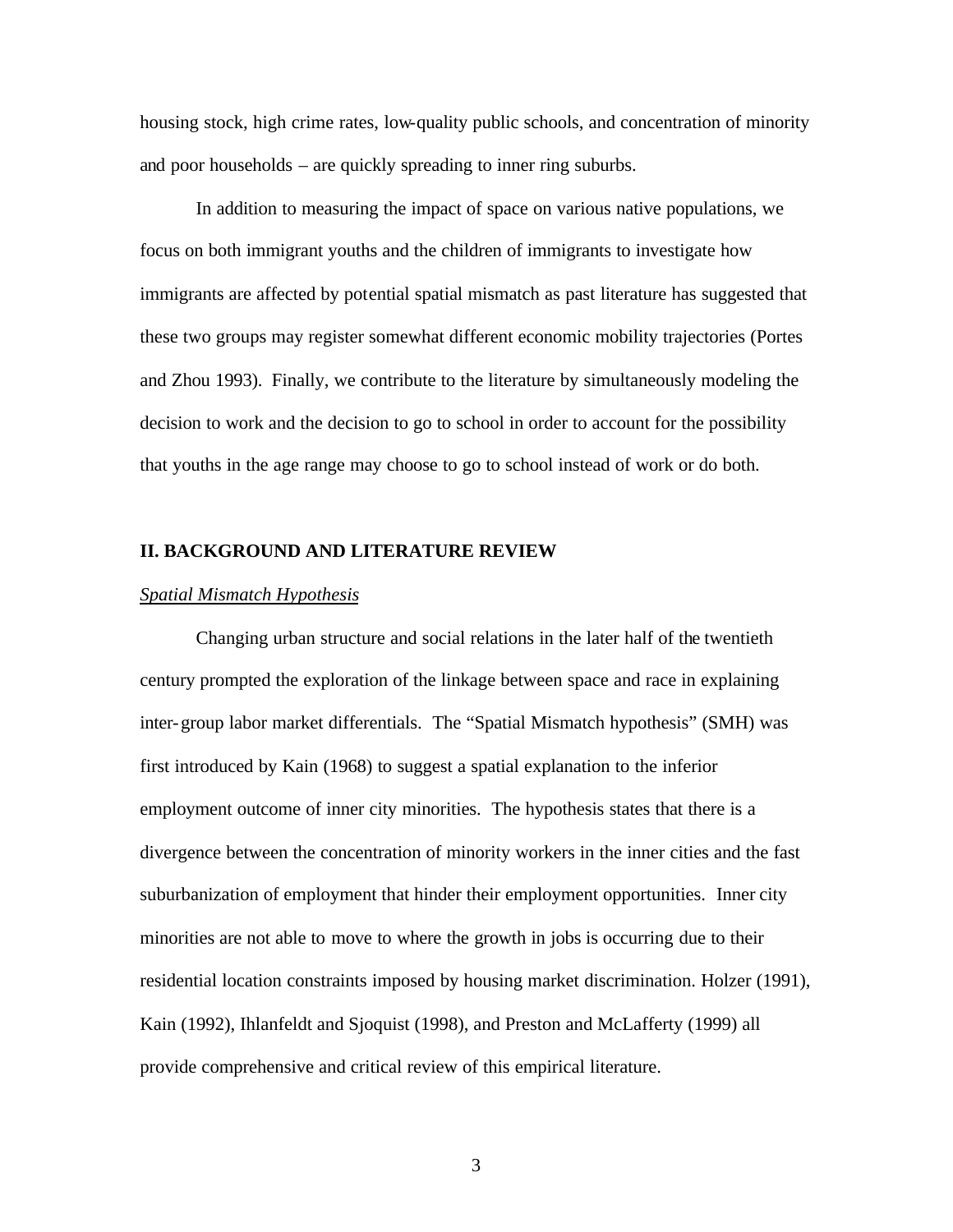housing stock, high crime rates, low-quality public schools, and concentration of minority and poor households – are quickly spreading to inner ring suburbs.

In addition to measuring the impact of space on various native populations, we focus on both immigrant youths and the children of immigrants to investigate how immigrants are affected by potential spatial mismatch as past literature has suggested that these two groups may register somewhat different economic mobility trajectories (Portes and Zhou 1993). Finally, we contribute to the literature by simultaneously modeling the decision to work and the decision to go to school in order to account for the possibility that youths in the age range may choose to go to school instead of work or do both.

## II. BACKGROUND AND LITERATURE REVIEW

### *Spatial Mismatch Hypothesis*

Changing urban structure and social relations in the later half of the twentieth century prompted the exploration of the linkage between space and race in explaining inter-group labor market differentials. The "Spatial Mismatch hypothesis" (SMH) was first introduced by Kain (1968) to suggest a spatial explanation to the inferior employment outcome of inner city minorities. The hypothesis states that there is a divergence between the concentration of minority workers in the inner cities and the fast suburbanization of employment that hinder their employment opportunities. Inner city minorities are not able to move to where the growth in jobs is occurring due to their residential location constraints imposed by housing market discrimination. Holzer (1991), Kain (1992), Ihlanfeldt and Sjoquist (1998), and Preston and McLafferty (1999) all provide comprehensive and critical review of this empirical literature.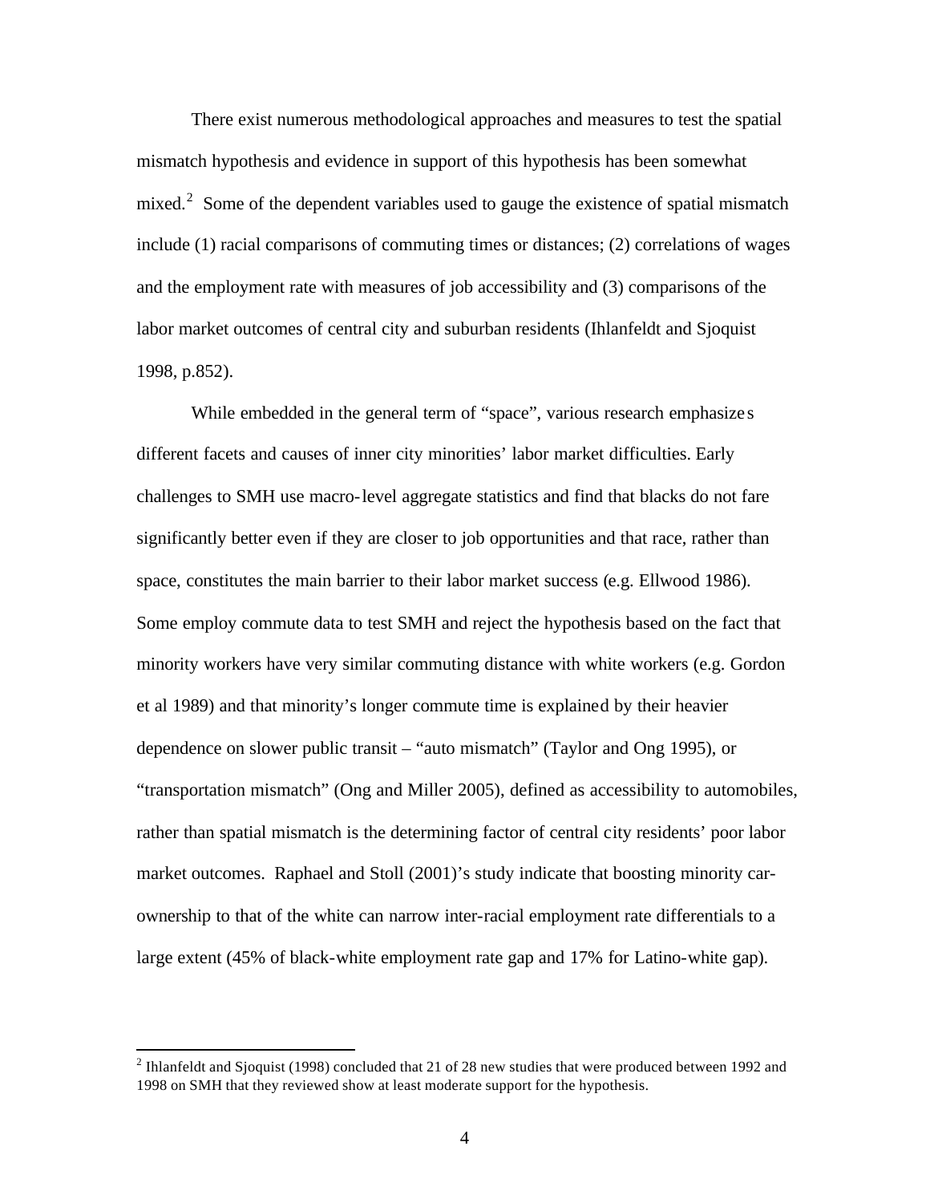There exist numerous methodological approaches and measures to test the spatial mismatch hypothesis and evidence in support of this hypothesis has been somewhat mixed.[2] Some of the dependent variables used to gauge the existence of spatial mismatch include (1) racial comparisons of commuting times or distances; (2) correlations of wages and the employment rate with measures of job accessibility and (3) comparisons of the labor market outcomes of central city and suburban residents (Ihlanfeldt and Sjoquist 1998, p.852).

While embedded in the general term of "space", various research emphasizes different facets and causes of inner city minorities' labor market difficulties. Early challenges to SMH use macro-level aggregate statistics and find that blacks do not fare significantly better even if they are closer to job opportunities and that race, rather than space, constitutes the main barrier to their labor market success (e.g. Ellwood 1986). Some employ commute data to test SMH and reject the hypothesis based on the fact that minority workers have very similar commuting distance with white workers (e.g. Gordon et al 1989) and that minority's longer commute time is explained by their heavier dependence on slower public transit – "auto mismatch" (Taylor and Ong 1995), or "transportation mismatch" (Ong and Miller 2005), defined as accessibility to automobiles, rather than spatial mismatch is the determining factor of central city residents' poor labor market outcomes. Raphael and Stoll (2001)'s study indicate that boosting minority car-ownership to that of the white can narrow inter-racial employment rate differentials to a large extent (45% of black-white employment rate gap and 17% for Latino-white gap).

[2] Ihlanfeldt and Sjoquist (1998) concluded that 21 of 28 new studies that were produced between 1992 and 1998 on SMH that they reviewed show at least moderate support for the hypothesis.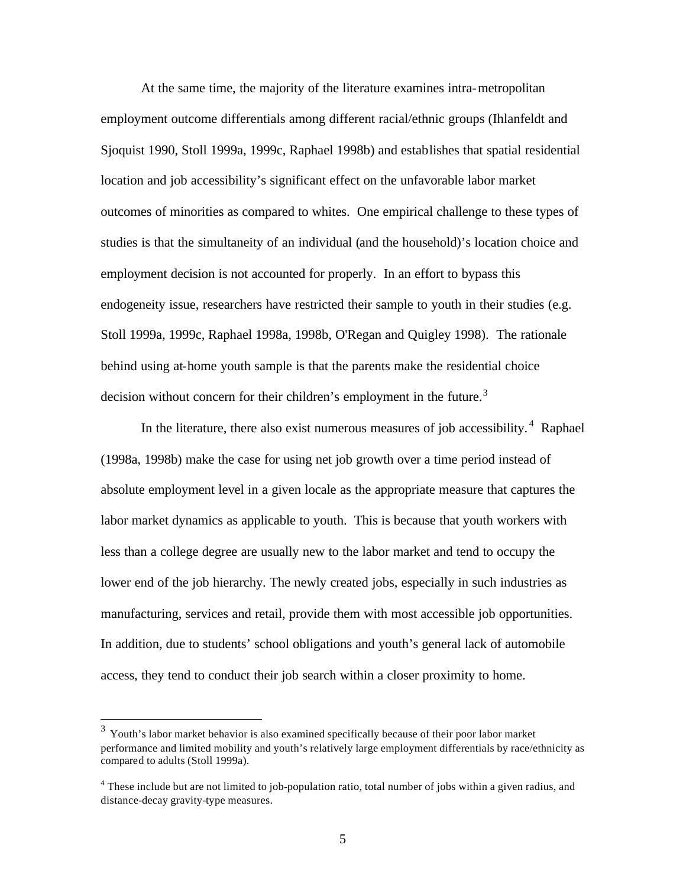At the same time, the majority of the literature examines intra-metropolitan employment outcome differentials among different racial/ethnic groups (Ihlanfeldt and Sjoquist 1990, Stoll 1999a, 1999c, Raphael 1998b) and establishes that spatial residential location and job accessibility's significant effect on the unfavorable labor market outcomes of minorities as compared to whites. One empirical challenge to these types of studies is that the simultaneity of an individual (and the household)'s location choice and employment decision is not accounted for properly. In an effort to bypass this endogeneity issue, researchers have restricted their sample to youth in their studies (e.g. Stoll 1999a, 1999c, Raphael 1998a, 1998b, O'Regan and Quigley 1998). The rationale behind using at-home youth sample is that the parents make the residential choice decision without concern for their children's employment in the future.[3]

In the literature, there also exist numerous measures of job accessibility.[4] Raphael (1998a, 1998b) make the case for using net job growth over a time period instead of absolute employment level in a given locale as the appropriate measure that captures the labor market dynamics as applicable to youth. This is because that youth workers with less than a college degree are usually new to the labor market and tend to occupy the lower end of the job hierarchy. The newly created jobs, especially in such industries as manufacturing, services and retail, provide them with most accessible job opportunities. In addition, due to students' school obligations and youth's general lack of automobile access, they tend to conduct their job search within a closer proximity to home.

---

[3] Youth's labor market behavior is also examined specifically because of their poor labor market performance and limited mobility and youth's relatively large employment differentials by race/ethnicity as compared to adults (Stoll 1999a).

[4] These include but are not limited to job-population ratio, total number of jobs within a given radius, and distance-decay gravity-type measures.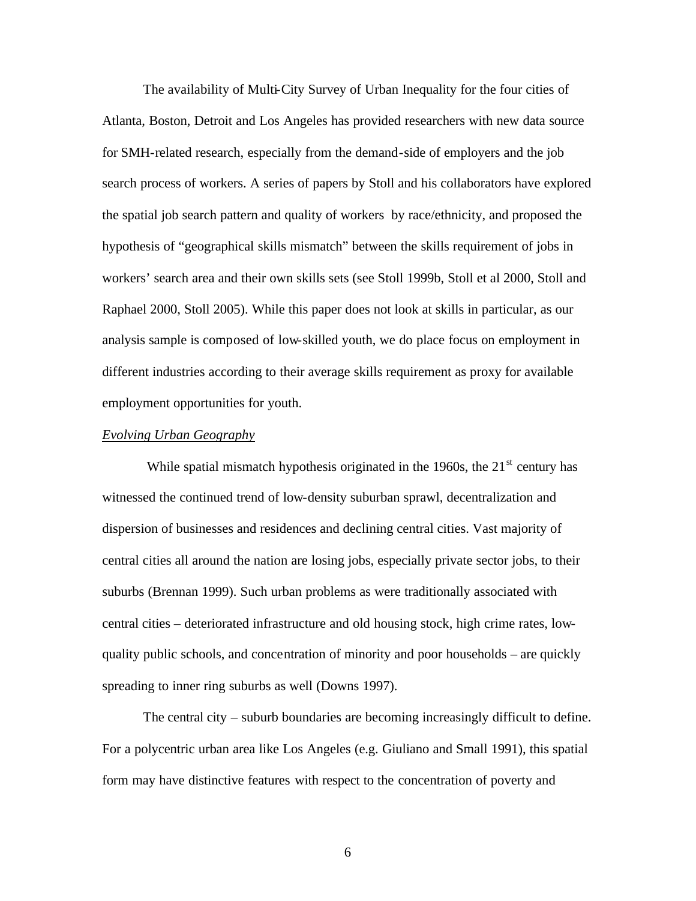The availability of Multi-City Survey of Urban Inequality for the four cities of Atlanta, Boston, Detroit and Los Angeles has provided researchers with new data source for SMH-related research, especially from the demand-side of employers and the job search process of workers. A series of papers by Stoll and his collaborators have explored the spatial job search pattern and quality of workers by race/ethnicity, and proposed the hypothesis of "geographical skills mismatch" between the skills requirement of jobs in workers' search area and their own skills sets (see Stoll 1999b, Stoll et al 2000, Stoll and Raphael 2000, Stoll 2005). While this paper does not look at skills in particular, as our analysis sample is composed of low-skilled youth, we do place focus on employment in different industries according to their average skills requirement as proxy for available employment opportunities for youth.

*Evolving Urban Geography*

While spatial mismatch hypothesis originated in the 1960s, the 21st century has witnessed the continued trend of low-density suburban sprawl, decentralization and dispersion of businesses and residences and declining central cities. Vast majority of central cities all around the nation are losing jobs, especially private sector jobs, to their suburbs (Brennan 1999). Such urban problems as were traditionally associated with central cities – deteriorated infrastructure and old housing stock, high crime rates, low-quality public schools, and concentration of minority and poor households – are quickly spreading to inner ring suburbs as well (Downs 1997).

The central city – suburb boundaries are becoming increasingly difficult to define. For a polycentric urban area like Los Angeles (e.g. Giuliano and Small 1991), this spatial form may have distinctive features with respect to the concentration of poverty and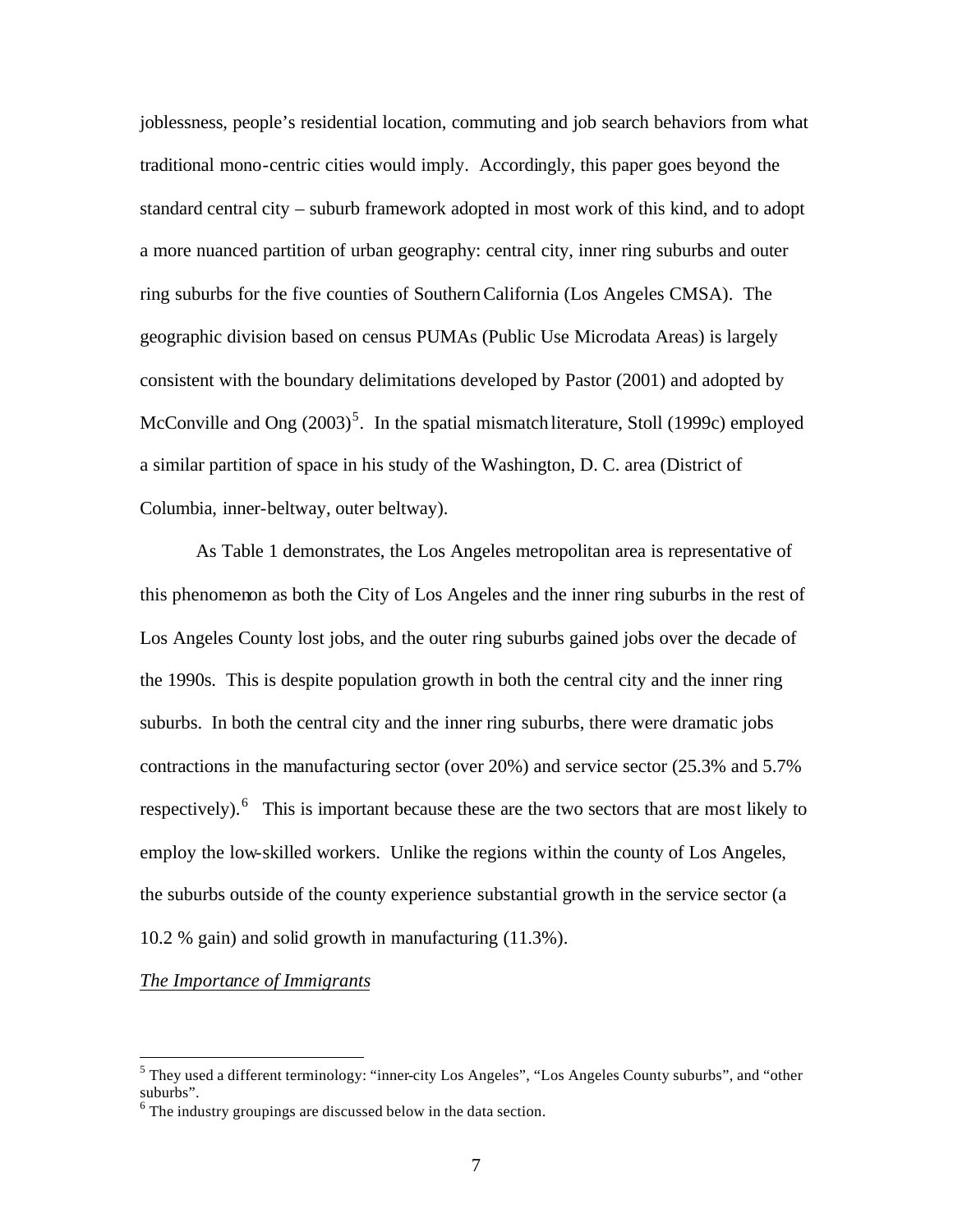joblessness, people's residential location, commuting and job search behaviors from what traditional mono-centric cities would imply. Accordingly, this paper goes beyond the standard central city – suburb framework adopted in most work of this kind, and to adopt a more nuanced partition of urban geography: central city, inner ring suburbs and outer ring suburbs for the five counties of Southern California (Los Angeles CMSA). The geographic division based on census PUMAs (Public Use Microdata Areas) is largely consistent with the boundary delimitations developed by Pastor (2001) and adopted by McConville and Ong (2003)[5]. In the spatial mismatch literature, Stoll (1999c) employed a similar partition of space in his study of the Washington, D. C. area (District of Columbia, inner-beltway, outer beltway).

As Table 1 demonstrates, the Los Angeles metropolitan area is representative of this phenomenon as both the City of Los Angeles and the inner ring suburbs in the rest of Los Angeles County lost jobs, and the outer ring suburbs gained jobs over the decade of the 1990s. This is despite population growth in both the central city and the inner ring suburbs. In both the central city and the inner ring suburbs, there were dramatic jobs contractions in the manufacturing sector (over 20%) and service sector (25.3% and 5.7% respectively).[6] This is important because these are the two sectors that are most likely to employ the low-skilled workers. Unlike the regions within the county of Los Angeles, the suburbs outside of the county experience substantial growth in the service sector (a 10.2 % gain) and solid growth in manufacturing (11.3%).

*The Importance of Immigrants*

---

[5] They used a different terminology: "inner-city Los Angeles", "Los Angeles County suburbs", and "other suburbs".

[6] The industry groupings are discussed below in the data section.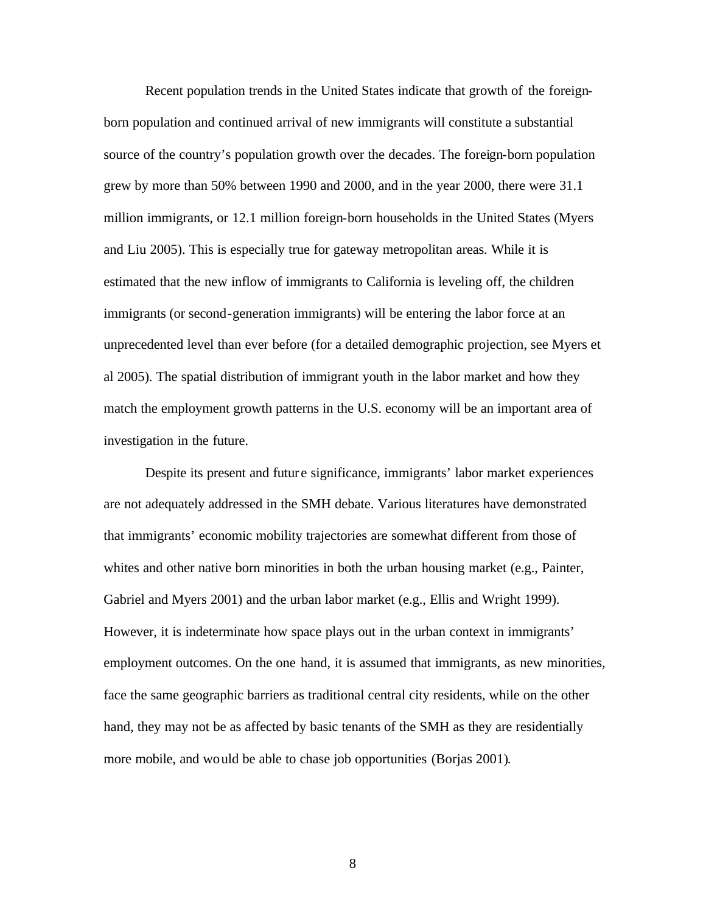Recent population trends in the United States indicate that growth of the foreign-born population and continued arrival of new immigrants will constitute a substantial source of the country's population growth over the decades. The foreign-born population grew by more than 50% between 1990 and 2000, and in the year 2000, there were 31.1 million immigrants, or 12.1 million foreign-born households in the United States (Myers and Liu 2005). This is especially true for gateway metropolitan areas. While it is estimated that the new inflow of immigrants to California is leveling off, the children immigrants (or second-generation immigrants) will be entering the labor force at an unprecedented level than ever before (for a detailed demographic projection, see Myers et al 2005). The spatial distribution of immigrant youth in the labor market and how they match the employment growth patterns in the U.S. economy will be an important area of investigation in the future.

Despite its present and future significance, immigrants' labor market experiences are not adequately addressed in the SMH debate. Various literatures have demonstrated that immigrants' economic mobility trajectories are somewhat different from those of whites and other native born minorities in both the urban housing market (e.g., Painter, Gabriel and Myers 2001) and the urban labor market (e.g., Ellis and Wright 1999). However, it is indeterminate how space plays out in the urban context in immigrants' employment outcomes. On the one hand, it is assumed that immigrants, as new minorities, face the same geographic barriers as traditional central city residents, while on the other hand, they may not be as affected by basic tenants of the SMH as they are residentially more mobile, and would be able to chase job opportunities (Borjas 2001).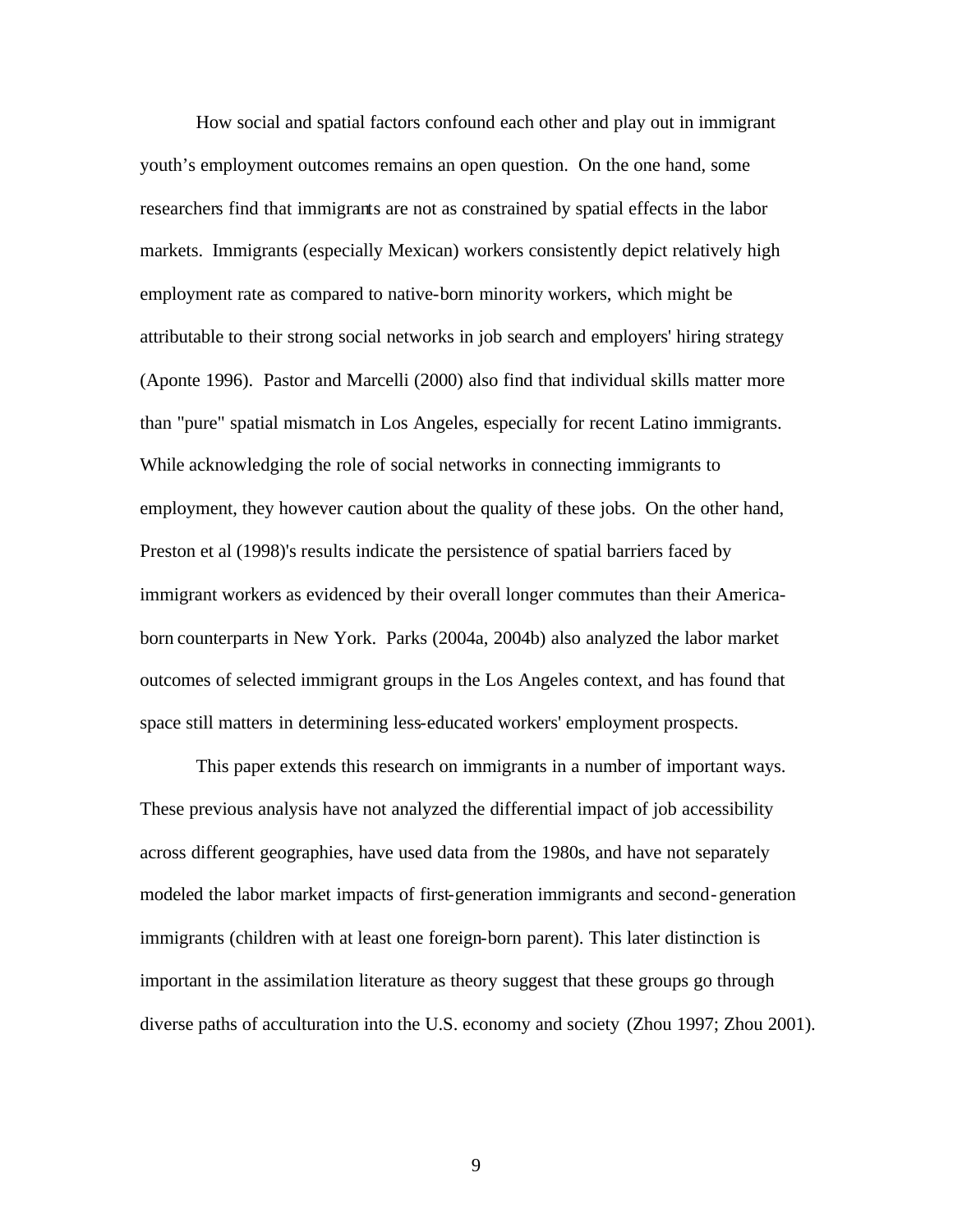How social and spatial factors confound each other and play out in immigrant youth's employment outcomes remains an open question. On the one hand, some researchers find that immigrants are not as constrained by spatial effects in the labor markets. Immigrants (especially Mexican) workers consistently depict relatively high employment rate as compared to native-born minority workers, which might be attributable to their strong social networks in job search and employers' hiring strategy (Aponte 1996). Pastor and Marcelli (2000) also find that individual skills matter more than "pure" spatial mismatch in Los Angeles, especially for recent Latino immigrants. While acknowledging the role of social networks in connecting immigrants to employment, they however caution about the quality of these jobs. On the other hand, Preston et al (1998)'s results indicate the persistence of spatial barriers faced by immigrant workers as evidenced by their overall longer commutes than their America-born counterparts in New York. Parks (2004a, 2004b) also analyzed the labor market outcomes of selected immigrant groups in the Los Angeles context, and has found that space still matters in determining less-educated workers' employment prospects.

This paper extends this research on immigrants in a number of important ways. These previous analysis have not analyzed the differential impact of job accessibility across different geographies, have used data from the 1980s, and have not separately modeled the labor market impacts of first-generation immigrants and second-generation immigrants (children with at least one foreign-born parent). This later distinction is important in the assimilation literature as theory suggest that these groups go through diverse paths of acculturation into the U.S. economy and society (Zhou 1997; Zhou 2001).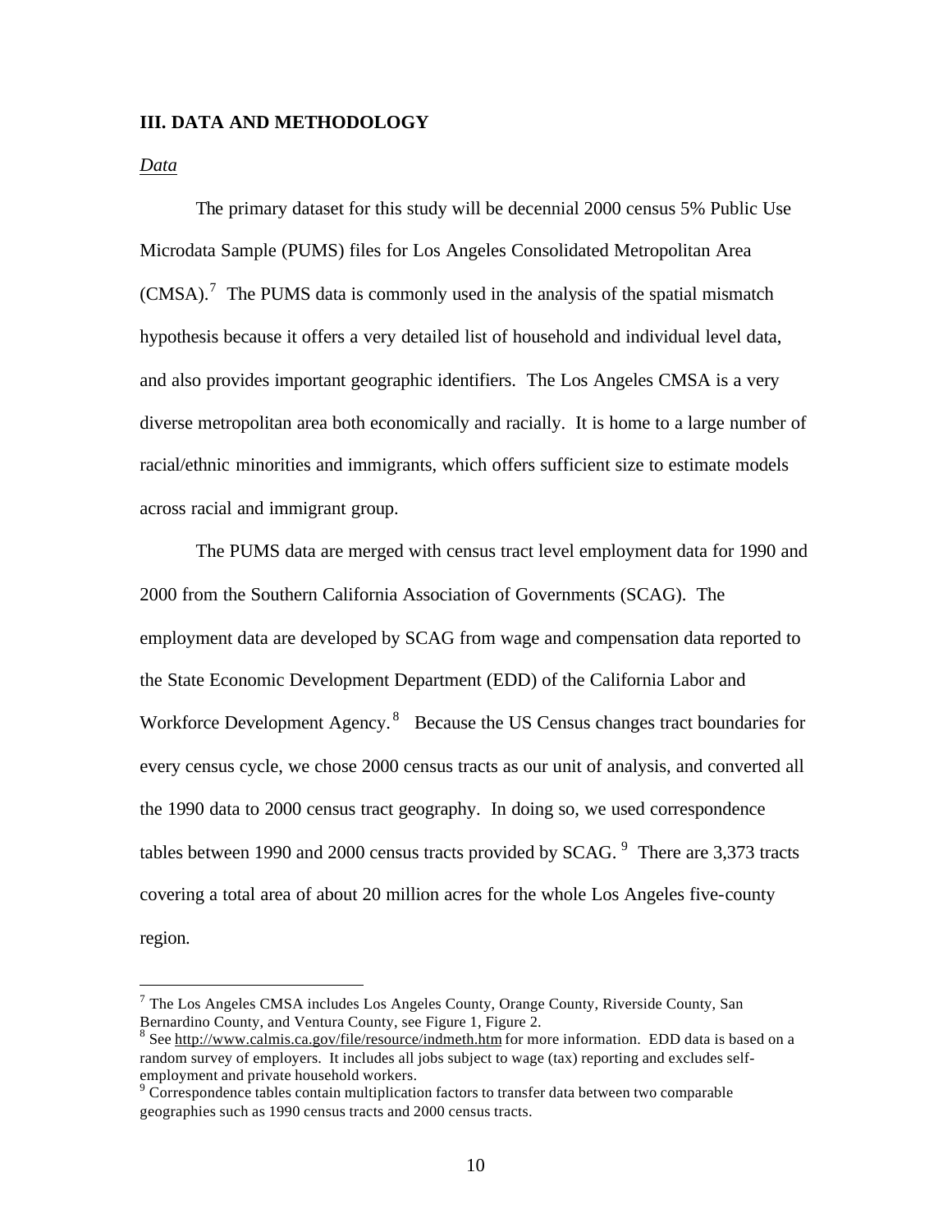## III. DATA AND METHODOLOGY

### *Data*

The primary dataset for this study will be decennial 2000 census 5% Public Use Microdata Sample (PUMS) files for Los Angeles Consolidated Metropolitan Area (CMSA).[7] The PUMS data is commonly used in the analysis of the spatial mismatch hypothesis because it offers a very detailed list of household and individual level data, and also provides important geographic identifiers. The Los Angeles CMSA is a very diverse metropolitan area both economically and racially. It is home to a large number of racial/ethnic minorities and immigrants, which offers sufficient size to estimate models across racial and immigrant group.

The PUMS data are merged with census tract level employment data for 1990 and 2000 from the Southern California Association of Governments (SCAG). The employment data are developed by SCAG from wage and compensation data reported to the State Economic Development Department (EDD) of the California Labor and Workforce Development Agency.[8] Because the US Census changes tract boundaries for every census cycle, we chose 2000 census tracts as our unit of analysis, and converted all the 1990 data to 2000 census tract geography. In doing so, we used correspondence tables between 1990 and 2000 census tracts provided by SCAG.[9] There are 3,373 tracts covering a total area of about 20 million acres for the whole Los Angeles five-county region.

---

[7] The Los Angeles CMSA includes Los Angeles County, Orange County, Riverside County, San Bernardino County, and Ventura County, see Figure 1, Figure 2.

[8] See http://www.calmis.ca.gov/file/resource/indmeth.htm for more information. EDD data is based on a random survey of employers. It includes all jobs subject to wage (tax) reporting and excludes self-employment and private household workers.

[9] Correspondence tables contain multiplication factors to transfer data between two comparable geographies such as 1990 census tracts and 2000 census tracts.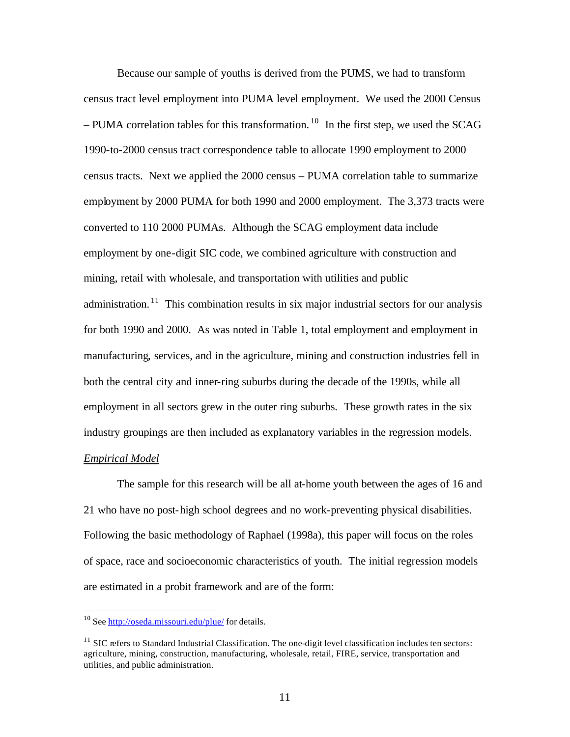Because our sample of youths is derived from the PUMS, we had to transform census tract level employment into PUMA level employment. We used the 2000 Census – PUMA correlation tables for this transformation.[10] In the first step, we used the SCAG 1990-to-2000 census tract correspondence table to allocate 1990 employment to 2000 census tracts. Next we applied the 2000 census – PUMA correlation table to summarize employment by 2000 PUMA for both 1990 and 2000 employment. The 3,373 tracts were converted to 110 2000 PUMAs. Although the SCAG employment data include employment by one-digit SIC code, we combined agriculture with construction and mining, retail with wholesale, and transportation with utilities and public administration.[11] This combination results in six major industrial sectors for our analysis for both 1990 and 2000. As was noted in Table 1, total employment and employment in manufacturing, services, and in the agriculture, mining and construction industries fell in both the central city and inner-ring suburbs during the decade of the 1990s, while all employment in all sectors grew in the outer ring suburbs. These growth rates in the six industry groupings are then included as explanatory variables in the regression models.

*Empirical Model*

The sample for this research will be all at-home youth between the ages of 16 and 21 who have no post-high school degrees and no work-preventing physical disabilities. Following the basic methodology of Raphael (1998a), this paper will focus on the roles of space, race and socioeconomic characteristics of youth. The initial regression models are estimated in a probit framework and are of the form:

---

[10] See http://oseda.missouri.edu/plue/ for details.

[11] SIC refers to Standard Industrial Classification. The one-digit level classification includes ten sectors: agriculture, mining, construction, manufacturing, wholesale, retail, FIRE, service, transportation and utilities, and public administration.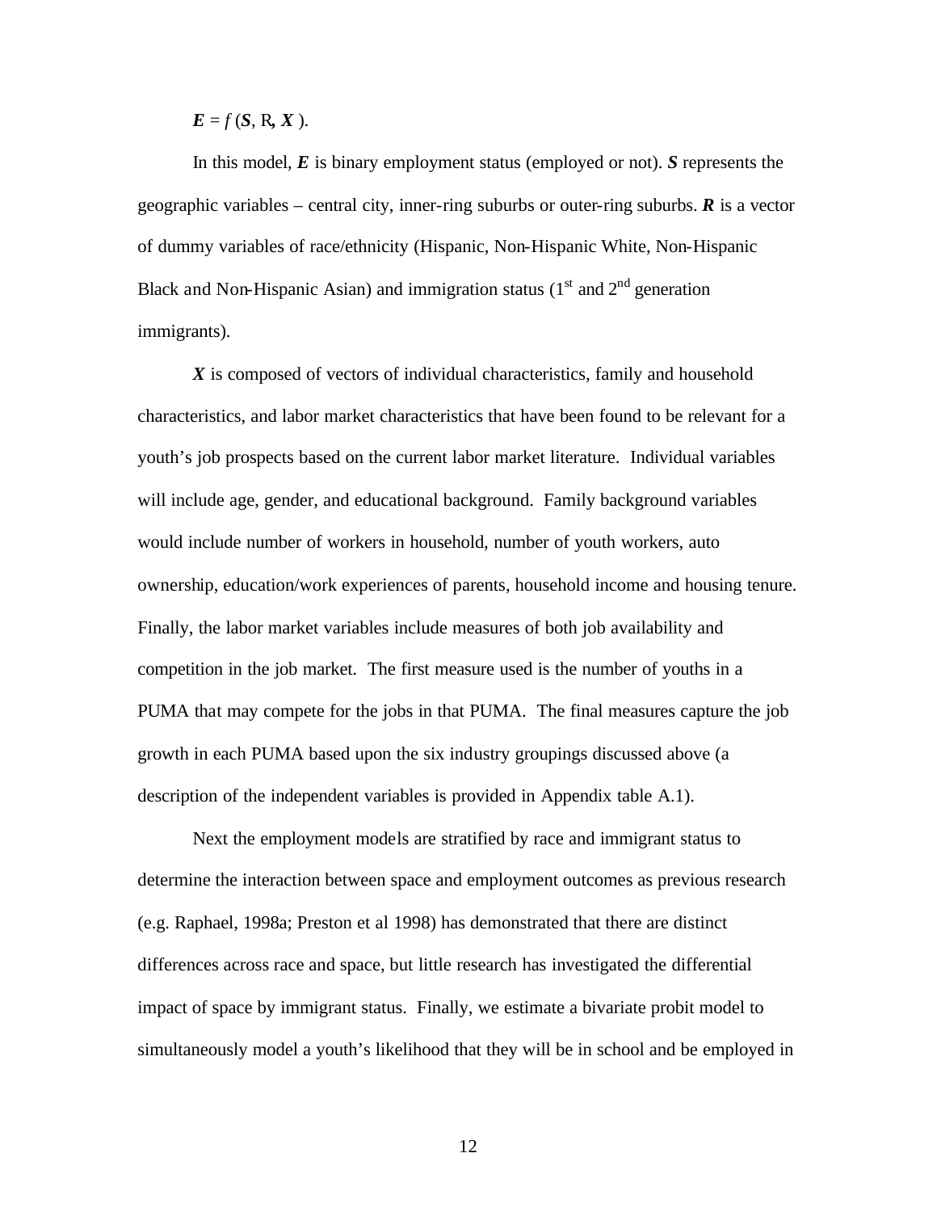$\boldsymbol{E} = f(\boldsymbol{S}, \mathrm{R}, \boldsymbol{X})$.

In this model, ***E*** is binary employment status (employed or not). ***S*** represents the geographic variables – central city, inner-ring suburbs or outer-ring suburbs. ***R*** is a vector of dummy variables of race/ethnicity (Hispanic, Non-Hispanic White, Non-Hispanic Black and Non-Hispanic Asian) and immigration status (1st and 2nd generation immigrants).

***X*** is composed of vectors of individual characteristics, family and household characteristics, and labor market characteristics that have been found to be relevant for a youth's job prospects based on the current labor market literature. Individual variables will include age, gender, and educational background. Family background variables would include number of workers in household, number of youth workers, auto ownership, education/work experiences of parents, household income and housing tenure. Finally, the labor market variables include measures of both job availability and competition in the job market. The first measure used is the number of youths in a PUMA that may compete for the jobs in that PUMA. The final measures capture the job growth in each PUMA based upon the six industry groupings discussed above (a description of the independent variables is provided in Appendix table A.1).

Next the employment models are stratified by race and immigrant status to determine the interaction between space and employment outcomes as previous research (e.g. Raphael, 1998a; Preston et al 1998) has demonstrated that there are distinct differences across race and space, but little research has investigated the differential impact of space by immigrant status. Finally, we estimate a bivariate probit model to simultaneously model a youth's likelihood that they will be in school and be employed in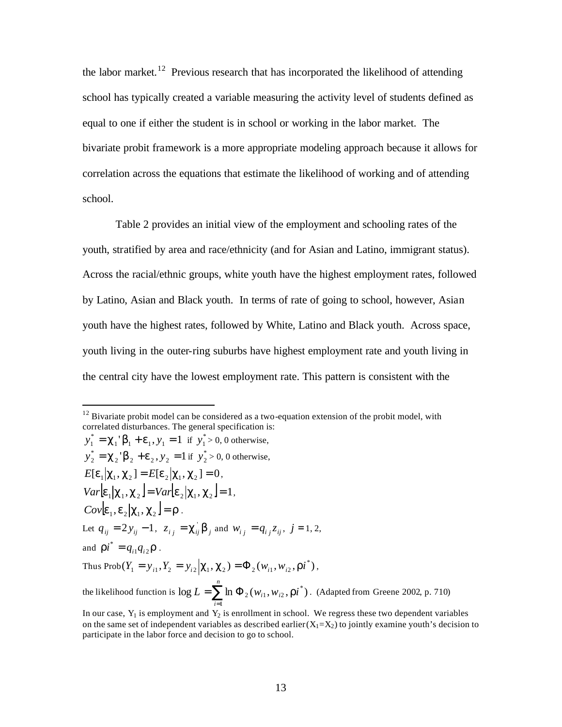the labor market.[12] Previous research that has incorporated the likelihood of attending school has typically created a variable measuring the activity level of students defined as equal to one if either the student is in school or working in the labor market. The bivariate probit framework is a more appropriate modeling approach because it allows for correlation across the equations that estimate the likelihood of working and of attending school.

Table 2 provides an initial view of the employment and schooling rates of the youth, stratified by area and race/ethnicity (and for Asian and Latino, immigrant status). Across the racial/ethnic groups, white youth have the highest employment rates, followed by Latino, Asian and Black youth. In terms of rate of going to school, however, Asian youth have the highest rates, followed by White, Latino and Black youth. Across space, youth living in the outer-ring suburbs have highest employment rate and youth living in the central city have the lowest employment rate. This pattern is consistent with the

---

[12] Bivariate probit model can be considered as a two-equation extension of the probit model, with correlated disturbances. The general specification is:

$y_1^* = \chi_1'\beta_1 + \varepsilon_1, y_1 = 1$ if $y_1^* > 0$, 0 otherwise,

$y_2^* = \chi_2'\beta_2 + \varepsilon_2, y_2 = 1$ if $y_2^* > 0$, 0 otherwise,

$E[\varepsilon_1|\chi_1, \chi_2] = E[\varepsilon_2|\chi_1, \chi_2] = 0$,

$Var[\varepsilon_1|\chi_1, \chi_2] = Var[\varepsilon_2|\chi_1, \chi_2] = 1$,

$Cov[\varepsilon_1, \varepsilon_2|\chi_1, \chi_2] = \rho$.

Let $q_{ij} = 2y_{ij} - 1$, $z_{ij} = \chi_{ij}'\beta_j$ and $w_{ij} = q_{ij}z_{ij}$, $j = 1, 2$,

and $\rho i^* = q_{i1}q_{i2}\rho$.

Thus $\text{Prob}(Y_1 = y_{i1}, Y_2 = y_{i2}|\chi_1, \chi_2) = \Phi_2(w_{i1}, w_{i2}, \rho i^*)$,

the likelihood function is $\log L = \sum_{i=1}^{n} \ln \Phi_2(w_{i1}, w_{i2}, \rho i^*)$. (Adapted from Greene 2002, p. 710)

In our case, $Y_1$ is employment and $Y_2$ is enrollment in school. We regress these two dependent variables on the same set of independent variables as described earlier ($X_1=X_2$) to jointly examine youth's decision to participate in the labor force and decision to go to school.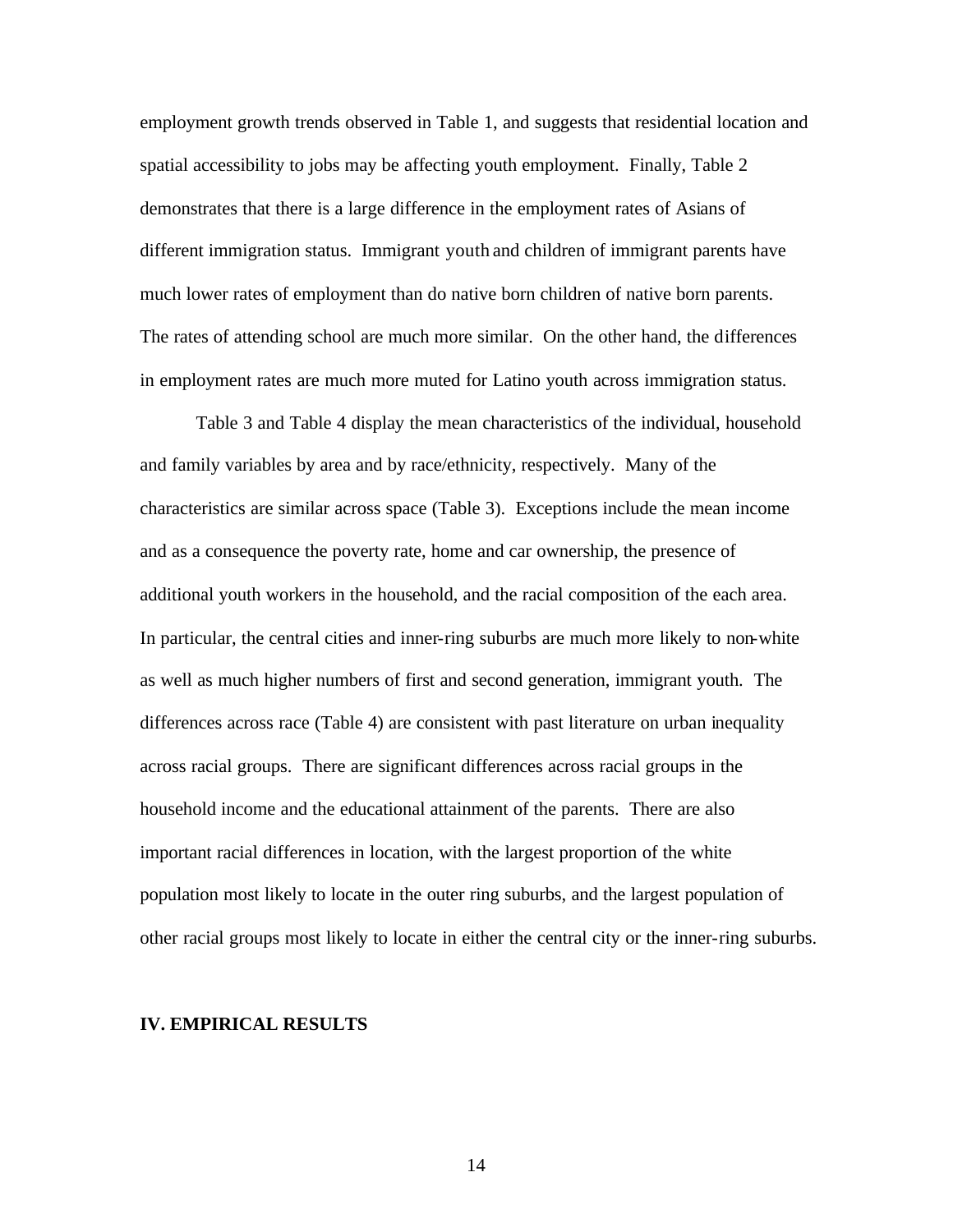employment growth trends observed in Table 1, and suggests that residential location and spatial accessibility to jobs may be affecting youth employment. Finally, Table 2 demonstrates that there is a large difference in the employment rates of Asians of different immigration status. Immigrant youth and children of immigrant parents have much lower rates of employment than do native born children of native born parents. The rates of attending school are much more similar. On the other hand, the differences in employment rates are much more muted for Latino youth across immigration status.

Table 3 and Table 4 display the mean characteristics of the individual, household and family variables by area and by race/ethnicity, respectively. Many of the characteristics are similar across space (Table 3). Exceptions include the mean income and as a consequence the poverty rate, home and car ownership, the presence of additional youth workers in the household, and the racial composition of the each area. In particular, the central cities and inner-ring suburbs are much more likely to non-white as well as much higher numbers of first and second generation, immigrant youth. The differences across race (Table 4) are consistent with past literature on urban inequality across racial groups. There are significant differences across racial groups in the household income and the educational attainment of the parents. There are also important racial differences in location, with the largest proportion of the white population most likely to locate in the outer ring suburbs, and the largest population of other racial groups most likely to locate in either the central city or the inner-ring suburbs.

## IV. EMPIRICAL RESULTS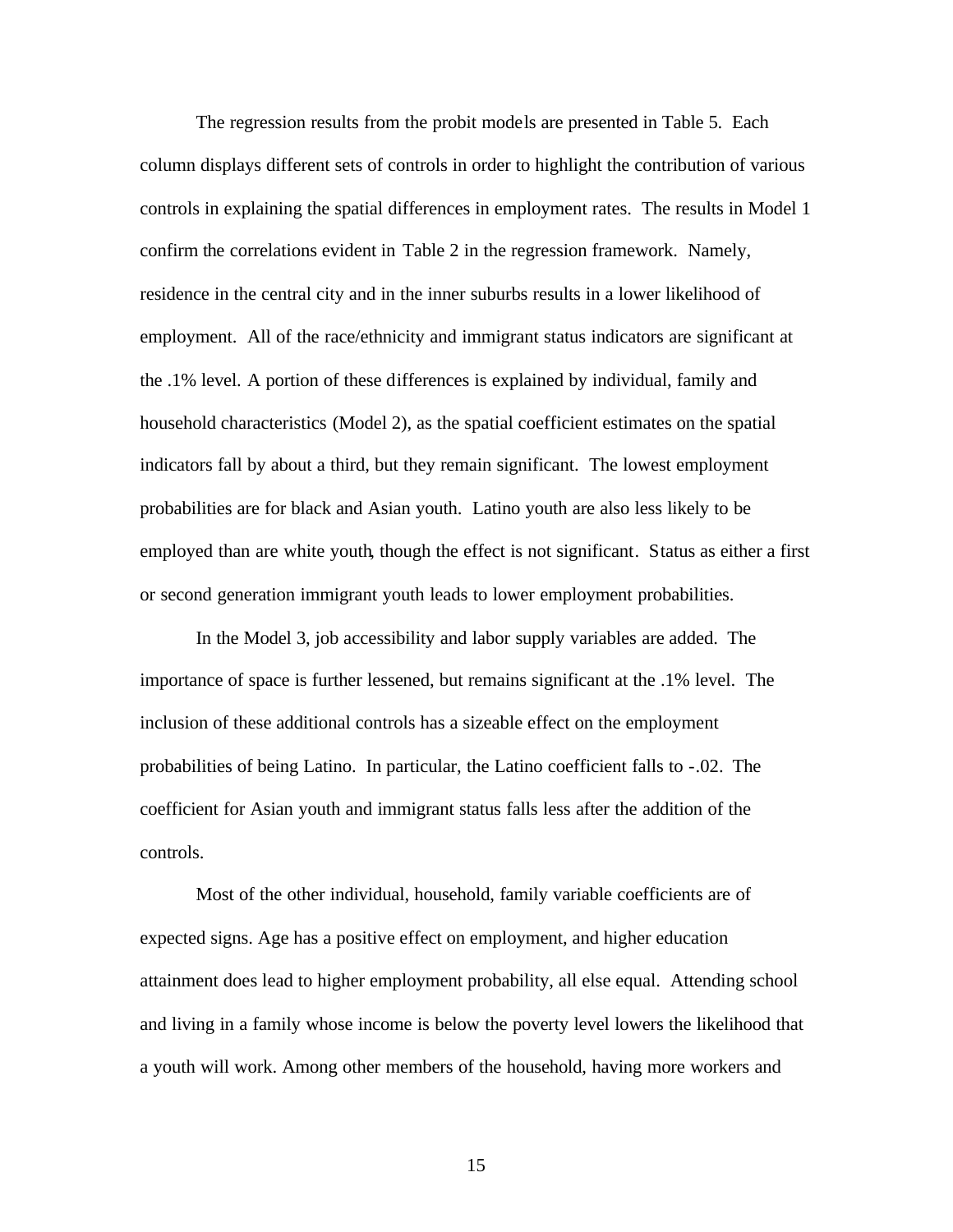The regression results from the probit models are presented in Table 5. Each column displays different sets of controls in order to highlight the contribution of various controls in explaining the spatial differences in employment rates. The results in Model 1 confirm the correlations evident in Table 2 in the regression framework. Namely, residence in the central city and in the inner suburbs results in a lower likelihood of employment. All of the race/ethnicity and immigrant status indicators are significant at the .1% level. A portion of these differences is explained by individual, family and household characteristics (Model 2), as the spatial coefficient estimates on the spatial indicators fall by about a third, but they remain significant. The lowest employment probabilities are for black and Asian youth. Latino youth are also less likely to be employed than are white youth, though the effect is not significant. Status as either a first or second generation immigrant youth leads to lower employment probabilities.

In the Model 3, job accessibility and labor supply variables are added. The importance of space is further lessened, but remains significant at the .1% level. The inclusion of these additional controls has a sizeable effect on the employment probabilities of being Latino. In particular, the Latino coefficient falls to -.02. The coefficient for Asian youth and immigrant status falls less after the addition of the controls.

Most of the other individual, household, family variable coefficients are of expected signs. Age has a positive effect on employment, and higher education attainment does lead to higher employment probability, all else equal. Attending school and living in a family whose income is below the poverty level lowers the likelihood that a youth will work. Among other members of the household, having more workers and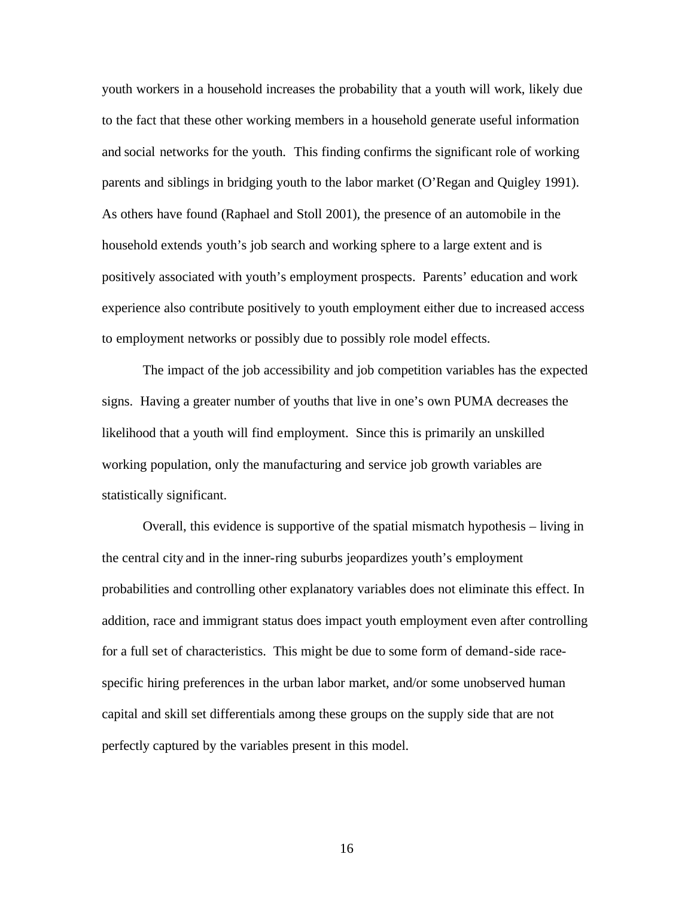youth workers in a household increases the probability that a youth will work, likely due to the fact that these other working members in a household generate useful information and social networks for the youth. This finding confirms the significant role of working parents and siblings in bridging youth to the labor market (O'Regan and Quigley 1991). As others have found (Raphael and Stoll 2001), the presence of an automobile in the household extends youth's job search and working sphere to a large extent and is positively associated with youth's employment prospects. Parents' education and work experience also contribute positively to youth employment either due to increased access to employment networks or possibly due to possibly role model effects.

The impact of the job accessibility and job competition variables has the expected signs. Having a greater number of youths that live in one's own PUMA decreases the likelihood that a youth will find employment. Since this is primarily an unskilled working population, only the manufacturing and service job growth variables are statistically significant.

Overall, this evidence is supportive of the spatial mismatch hypothesis – living in the central city and in the inner-ring suburbs jeopardizes youth's employment probabilities and controlling other explanatory variables does not eliminate this effect. In addition, race and immigrant status does impact youth employment even after controlling for a full set of characteristics. This might be due to some form of demand-side race-specific hiring preferences in the urban labor market, and/or some unobserved human capital and skill set differentials among these groups on the supply side that are not perfectly captured by the variables present in this model.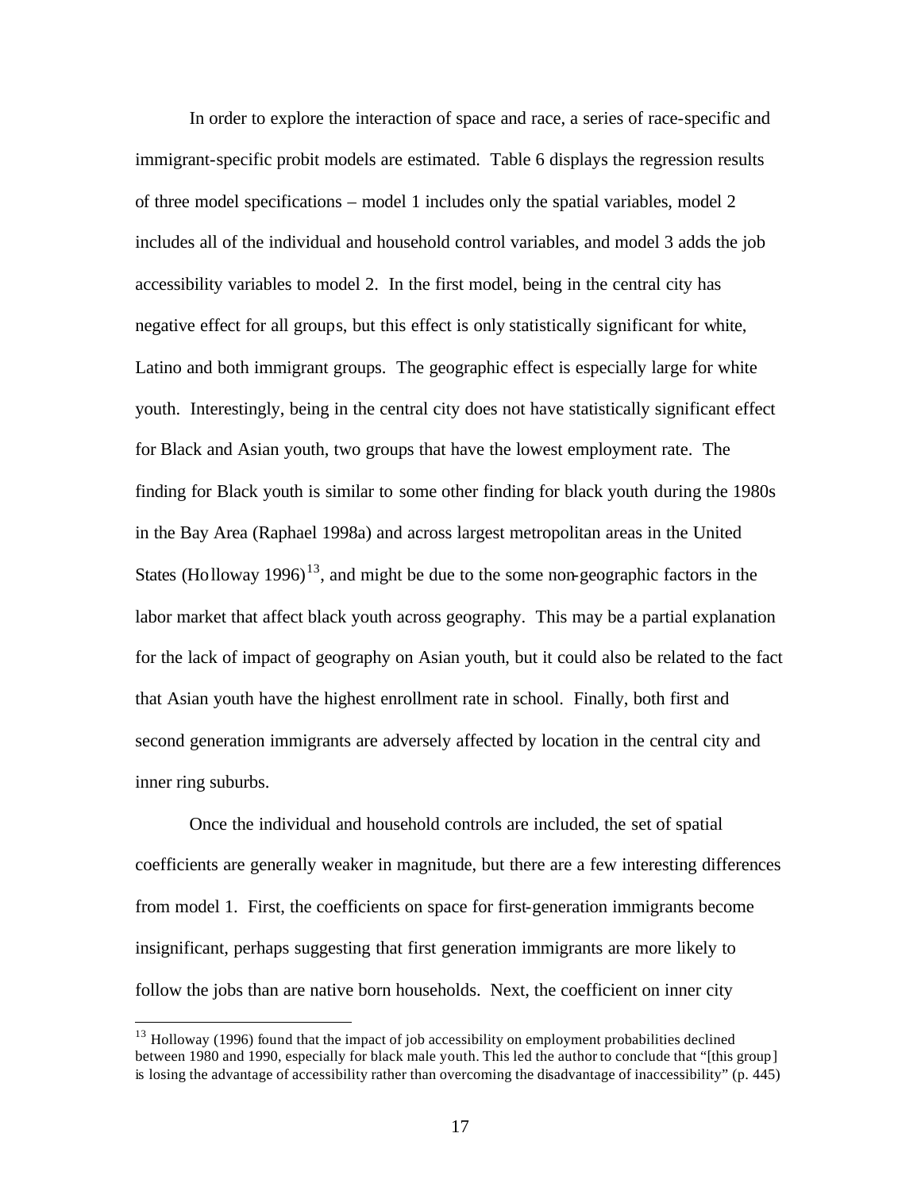In order to explore the interaction of space and race, a series of race-specific and immigrant-specific probit models are estimated. Table 6 displays the regression results of three model specifications – model 1 includes only the spatial variables, model 2 includes all of the individual and household control variables, and model 3 adds the job accessibility variables to model 2. In the first model, being in the central city has negative effect for all groups, but this effect is only statistically significant for white, Latino and both immigrant groups. The geographic effect is especially large for white youth. Interestingly, being in the central city does not have statistically significant effect for Black and Asian youth, two groups that have the lowest employment rate. The finding for Black youth is similar to some other finding for black youth during the 1980s in the Bay Area (Raphael 1998a) and across largest metropolitan areas in the United States (Holloway 1996)[13], and might be due to the some non-geographic factors in the labor market that affect black youth across geography. This may be a partial explanation for the lack of impact of geography on Asian youth, but it could also be related to the fact that Asian youth have the highest enrollment rate in school. Finally, both first and second generation immigrants are adversely affected by location in the central city and inner ring suburbs.

Once the individual and household controls are included, the set of spatial coefficients are generally weaker in magnitude, but there are a few interesting differences from model 1. First, the coefficients on space for first-generation immigrants become insignificant, perhaps suggesting that first generation immigrants are more likely to follow the jobs than are native born households. Next, the coefficient on inner city

[13] Holloway (1996) found that the impact of job accessibility on employment probabilities declined between 1980 and 1990, especially for black male youth. This led the author to conclude that "[this group] is losing the advantage of accessibility rather than overcoming the disadvantage of inaccessibility" (p. 445)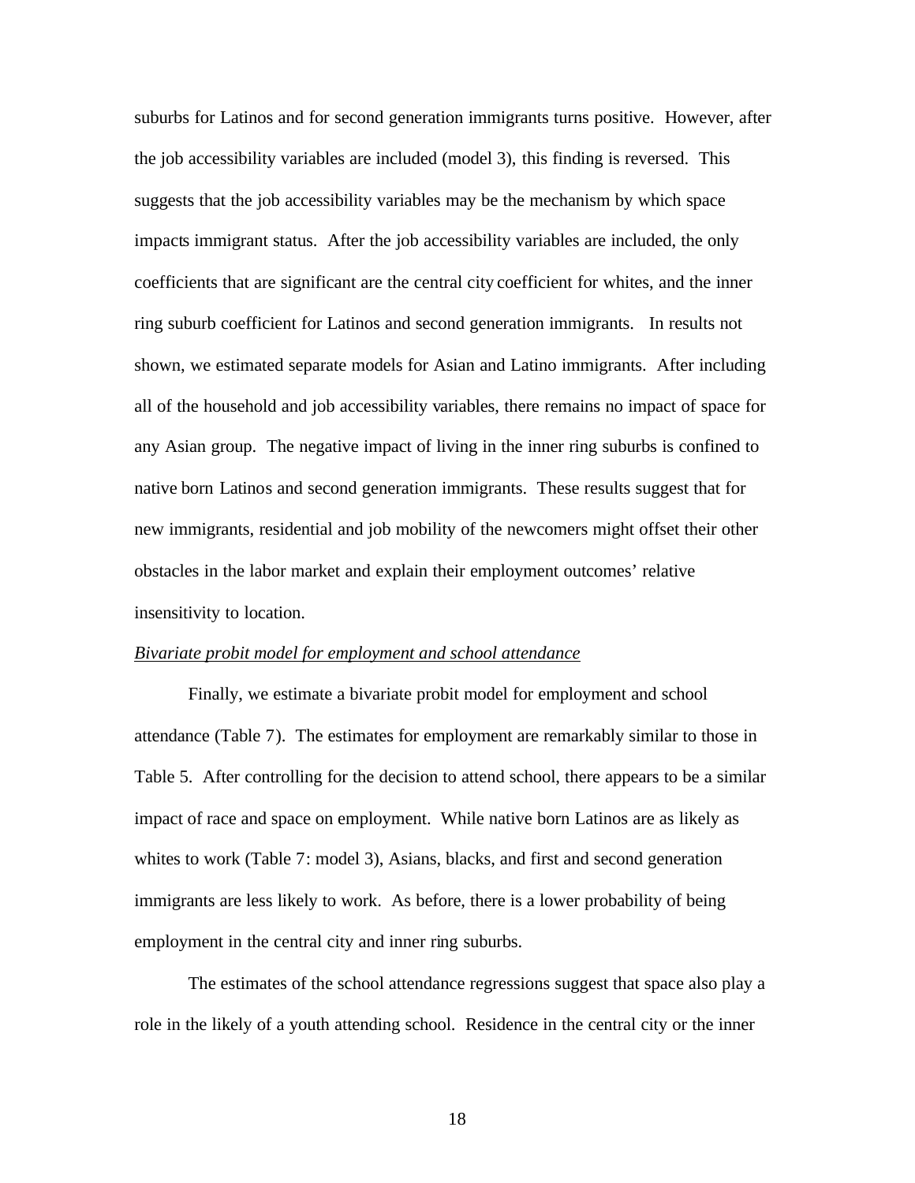suburbs for Latinos and for second generation immigrants turns positive. However, after the job accessibility variables are included (model 3), this finding is reversed. This suggests that the job accessibility variables may be the mechanism by which space impacts immigrant status. After the job accessibility variables are included, the only coefficients that are significant are the central city coefficient for whites, and the inner ring suburb coefficient for Latinos and second generation immigrants. In results not shown, we estimated separate models for Asian and Latino immigrants. After including all of the household and job accessibility variables, there remains no impact of space for any Asian group. The negative impact of living in the inner ring suburbs is confined to native born Latinos and second generation immigrants. These results suggest that for new immigrants, residential and job mobility of the newcomers might offset their other obstacles in the labor market and explain their employment outcomes' relative insensitivity to location.

*Bivariate probit model for employment and school attendance*

Finally, we estimate a bivariate probit model for employment and school attendance (Table 7). The estimates for employment are remarkably similar to those in Table 5. After controlling for the decision to attend school, there appears to be a similar impact of race and space on employment. While native born Latinos are as likely as whites to work (Table 7: model 3), Asians, blacks, and first and second generation immigrants are less likely to work. As before, there is a lower probability of being employment in the central city and inner ring suburbs.

The estimates of the school attendance regressions suggest that space also play a role in the likely of a youth attending school. Residence in the central city or the inner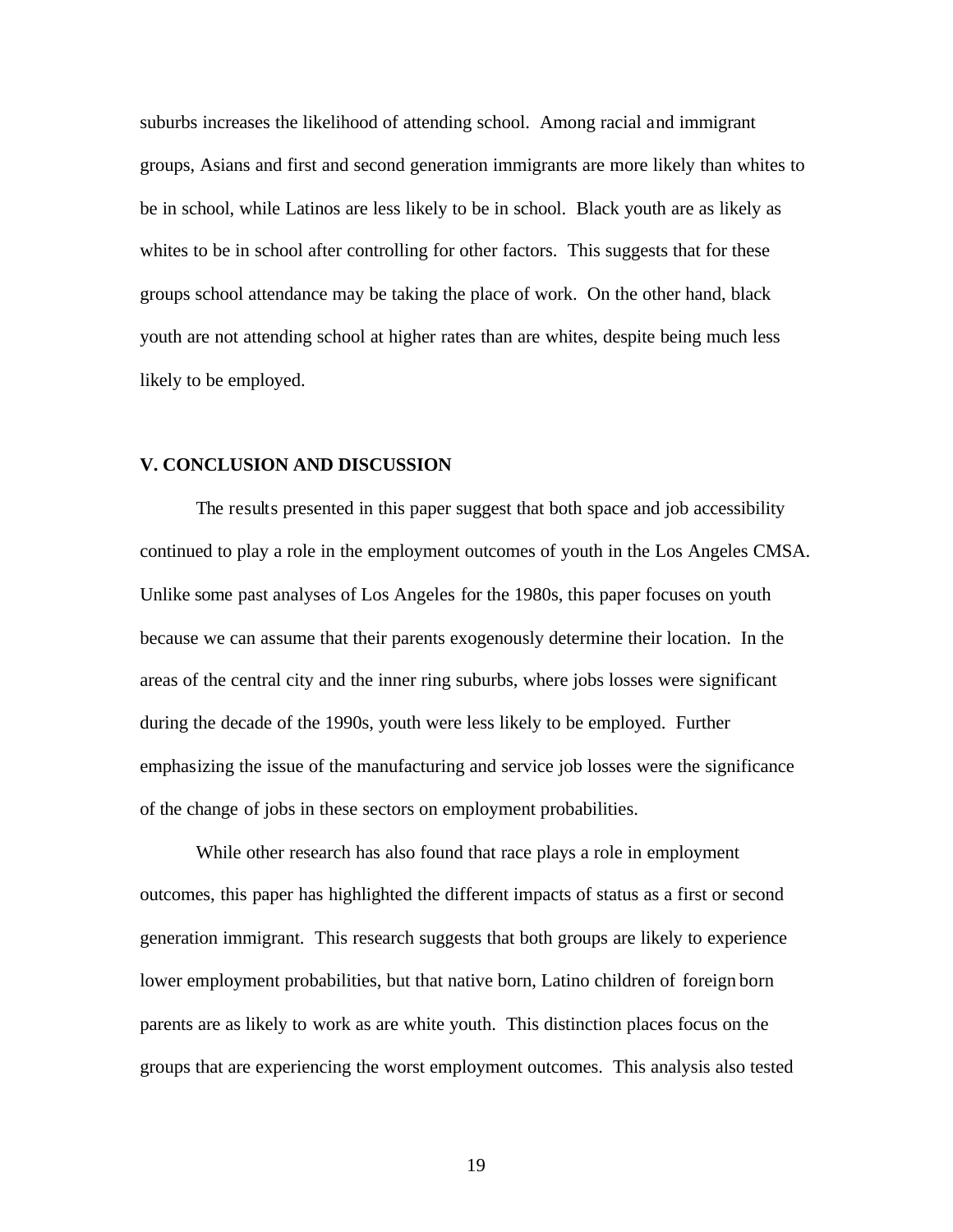suburbs increases the likelihood of attending school. Among racial and immigrant groups, Asians and first and second generation immigrants are more likely than whites to be in school, while Latinos are less likely to be in school. Black youth are as likely as whites to be in school after controlling for other factors. This suggests that for these groups school attendance may be taking the place of work. On the other hand, black youth are not attending school at higher rates than are whites, despite being much less likely to be employed.

## V. CONCLUSION AND DISCUSSION

The results presented in this paper suggest that both space and job accessibility continued to play a role in the employment outcomes of youth in the Los Angeles CMSA. Unlike some past analyses of Los Angeles for the 1980s, this paper focuses on youth because we can assume that their parents exogenously determine their location. In the areas of the central city and the inner ring suburbs, where jobs losses were significant during the decade of the 1990s, youth were less likely to be employed. Further emphasizing the issue of the manufacturing and service job losses were the significance of the change of jobs in these sectors on employment probabilities.

While other research has also found that race plays a role in employment outcomes, this paper has highlighted the different impacts of status as a first or second generation immigrant. This research suggests that both groups are likely to experience lower employment probabilities, but that native born, Latino children of foreign born parents are as likely to work as are white youth. This distinction places focus on the groups that are experiencing the worst employment outcomes. This analysis also tested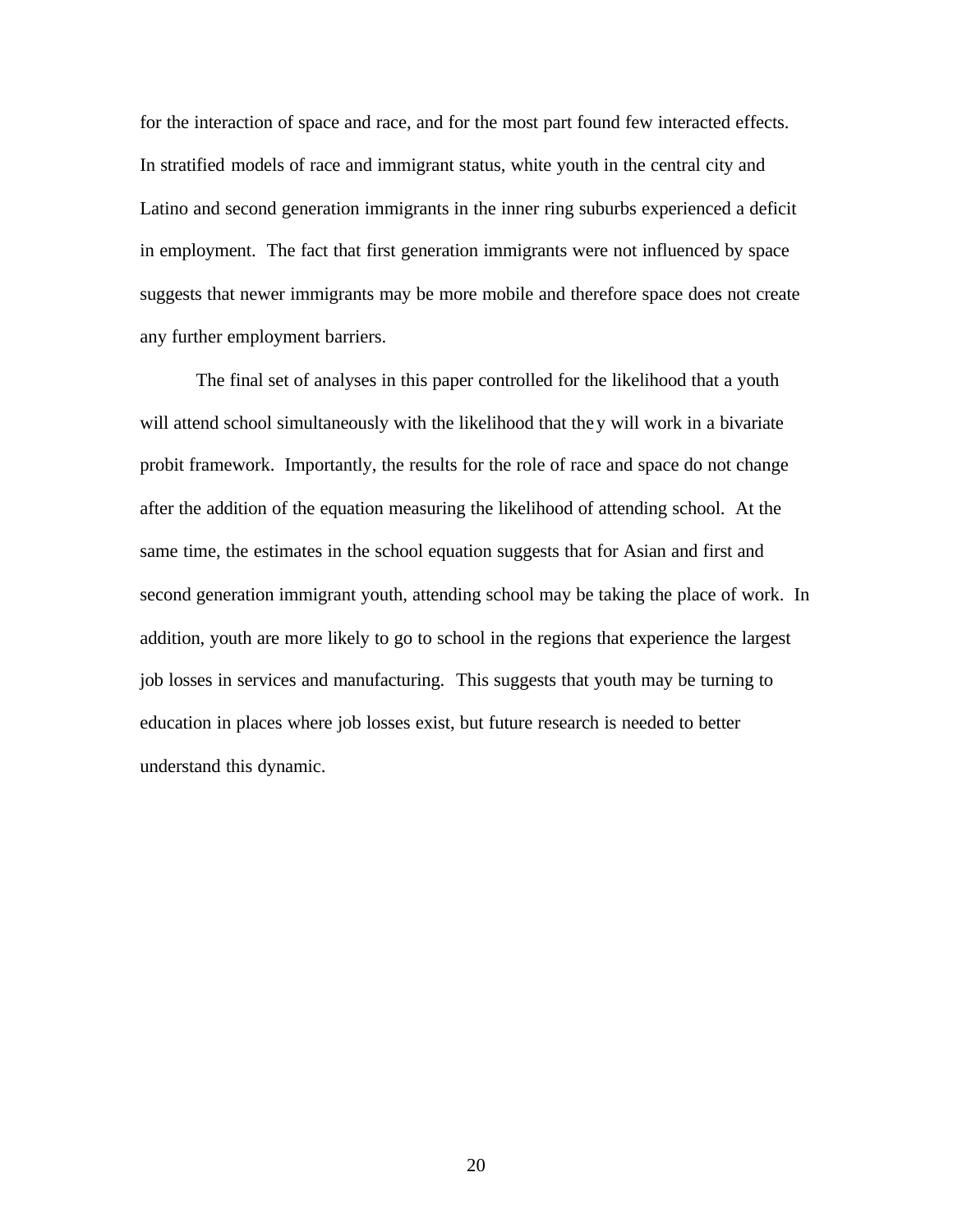for the interaction of space and race, and for the most part found few interacted effects. In stratified models of race and immigrant status, white youth in the central city and Latino and second generation immigrants in the inner ring suburbs experienced a deficit in employment. The fact that first generation immigrants were not influenced by space suggests that newer immigrants may be more mobile and therefore space does not create any further employment barriers.

The final set of analyses in this paper controlled for the likelihood that a youth will attend school simultaneously with the likelihood that they will work in a bivariate probit framework. Importantly, the results for the role of race and space do not change after the addition of the equation measuring the likelihood of attending school. At the same time, the estimates in the school equation suggests that for Asian and first and second generation immigrant youth, attending school may be taking the place of work. In addition, youth are more likely to go to school in the regions that experience the largest job losses in services and manufacturing. This suggests that youth may be turning to education in places where job losses exist, but future research is needed to better understand this dynamic.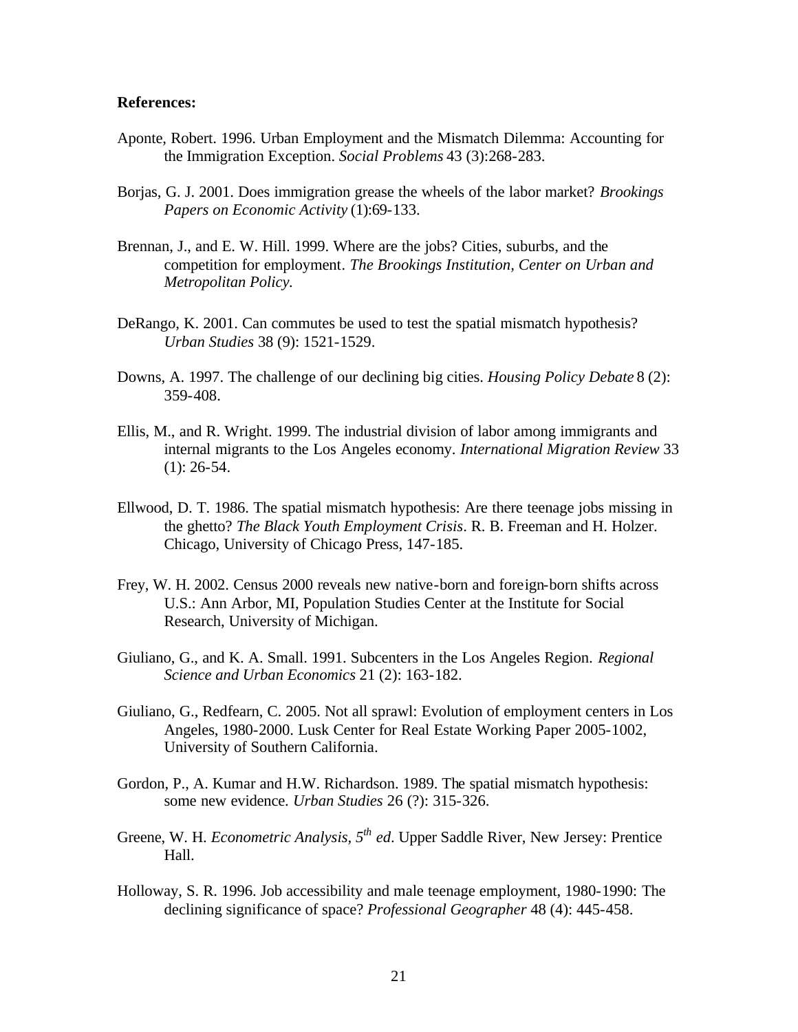**References:**

Aponte, Robert. 1996. Urban Employment and the Mismatch Dilemma: Accounting for the Immigration Exception. *Social Problems* 43 (3):268-283.

Borjas, G. J. 2001. Does immigration grease the wheels of the labor market? *Brookings Papers on Economic Activity* (1):69-133.

Brennan, J., and E. W. Hill. 1999. Where are the jobs? Cities, suburbs, and the competition for employment. *The Brookings Institution, Center on Urban and Metropolitan Policy.*

DeRango, K. 2001. Can commutes be used to test the spatial mismatch hypothesis? *Urban Studies* 38 (9): 1521-1529.

Downs, A. 1997. The challenge of our declining big cities. *Housing Policy Debate* 8 (2): 359-408.

Ellis, M., and R. Wright. 1999. The industrial division of labor among immigrants and internal migrants to the Los Angeles economy. *International Migration Review* 33 (1): 26-54.

Ellwood, D. T. 1986. The spatial mismatch hypothesis: Are there teenage jobs missing in the ghetto? *The Black Youth Employment Crisis*. R. B. Freeman and H. Holzer. Chicago, University of Chicago Press, 147-185.

Frey, W. H. 2002. Census 2000 reveals new native-born and foreign-born shifts across U.S.: Ann Arbor, MI, Population Studies Center at the Institute for Social Research, University of Michigan.

Giuliano, G., and K. A. Small. 1991. Subcenters in the Los Angeles Region. *Regional Science and Urban Economics* 21 (2): 163-182.

Giuliano, G., Redfearn, C. 2005. Not all sprawl: Evolution of employment centers in Los Angeles, 1980-2000. Lusk Center for Real Estate Working Paper 2005-1002, University of Southern California.

Gordon, P., A. Kumar and H.W. Richardson. 1989. The spatial mismatch hypothesis: some new evidence. *Urban Studies* 26 (?): 315-326.

Greene, W. H. *Econometric Analysis, 5th ed*. Upper Saddle River, New Jersey: Prentice Hall.

Holloway, S. R. 1996. Job accessibility and male teenage employment, 1980-1990: The declining significance of space? *Professional Geographer* 48 (4): 445-458.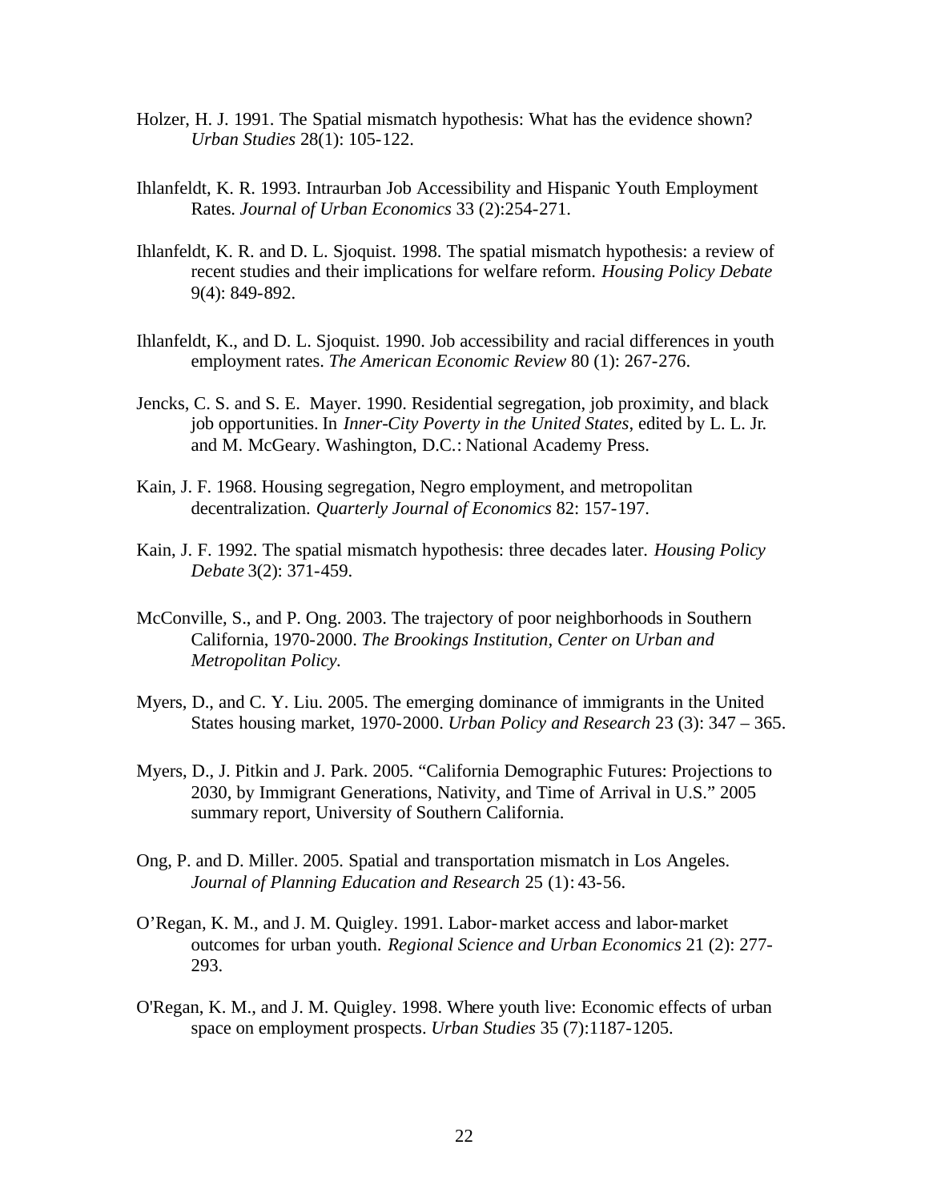Holzer, H. J. 1991. The Spatial mismatch hypothesis: What has the evidence shown? *Urban Studies* 28(1): 105-122.

Ihlanfeldt, K. R. 1993. Intraurban Job Accessibility and Hispanic Youth Employment Rates. *Journal of Urban Economics* 33 (2):254-271.

Ihlanfeldt, K. R. and D. L. Sjoquist. 1998. The spatial mismatch hypothesis: a review of recent studies and their implications for welfare reform. *Housing Policy Debate* 9(4): 849-892.

Ihlanfeldt, K., and D. L. Sjoquist. 1990. Job accessibility and racial differences in youth employment rates. *The American Economic Review* 80 (1): 267-276.

Jencks, C. S. and S. E. Mayer. 1990. Residential segregation, job proximity, and black job opportunities. In *Inner-City Poverty in the United States*, edited by L. L. Jr. and M. McGeary. Washington, D.C.: National Academy Press.

Kain, J. F. 1968. Housing segregation, Negro employment, and metropolitan decentralization. *Quarterly Journal of Economics* 82: 157-197.

Kain, J. F. 1992. The spatial mismatch hypothesis: three decades later. *Housing Policy Debate* 3(2): 371-459.

McConville, S., and P. Ong. 2003. The trajectory of poor neighborhoods in Southern California, 1970-2000. *The Brookings Institution, Center on Urban and Metropolitan Policy.*

Myers, D., and C. Y. Liu. 2005. The emerging dominance of immigrants in the United States housing market, 1970-2000. *Urban Policy and Research* 23 (3): 347 – 365.

Myers, D., J. Pitkin and J. Park. 2005. "California Demographic Futures: Projections to 2030, by Immigrant Generations, Nativity, and Time of Arrival in U.S." 2005 summary report, University of Southern California.

Ong, P. and D. Miller. 2005. Spatial and transportation mismatch in Los Angeles. *Journal of Planning Education and Research* 25 (1): 43-56.

O'Regan, K. M., and J. M. Quigley. 1991. Labor-market access and labor-market outcomes for urban youth. *Regional Science and Urban Economics* 21 (2): 277-293.

O'Regan, K. M., and J. M. Quigley. 1998. Where youth live: Economic effects of urban space on employment prospects. *Urban Studies* 35 (7):1187-1205.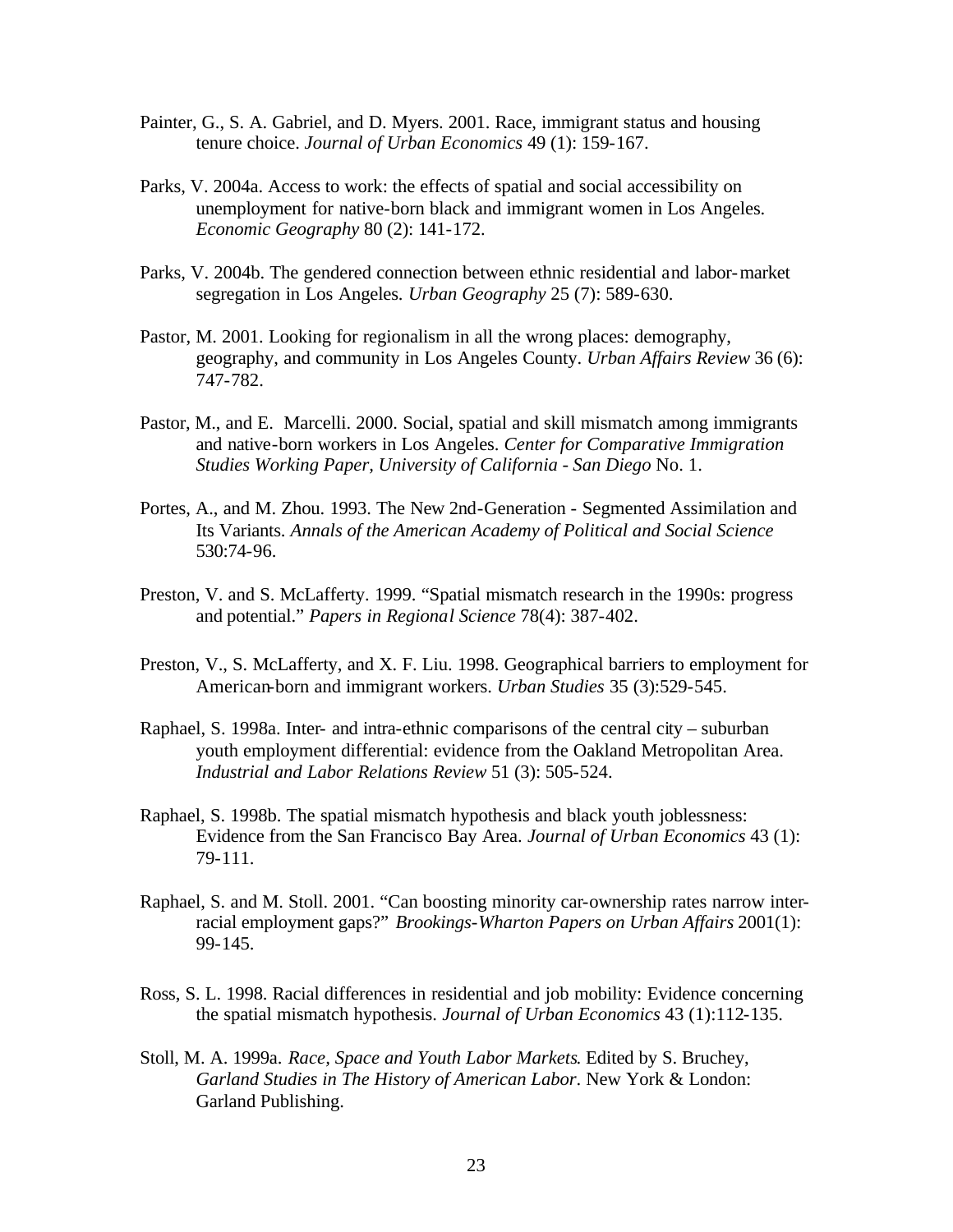Painter, G., S. A. Gabriel, and D. Myers. 2001. Race, immigrant status and housing tenure choice. *Journal of Urban Economics* 49 (1): 159-167.

Parks, V. 2004a. Access to work: the effects of spatial and social accessibility on unemployment for native-born black and immigrant women in Los Angeles. *Economic Geography* 80 (2): 141-172.

Parks, V. 2004b. The gendered connection between ethnic residential and labor-market segregation in Los Angeles. *Urban Geography* 25 (7): 589-630.

Pastor, M. 2001. Looking for regionalism in all the wrong places: demography, geography, and community in Los Angeles County. *Urban Affairs Review* 36 (6): 747-782.

Pastor, M., and E. Marcelli. 2000. Social, spatial and skill mismatch among immigrants and native-born workers in Los Angeles. *Center for Comparative Immigration Studies Working Paper, University of California - San Diego* No. 1.

Portes, A., and M. Zhou. 1993. The New 2nd-Generation - Segmented Assimilation and Its Variants. *Annals of the American Academy of Political and Social Science* 530:74-96.

Preston, V. and S. McLafferty. 1999. "Spatial mismatch research in the 1990s: progress and potential." *Papers in Regional Science* 78(4): 387-402.

Preston, V., S. McLafferty, and X. F. Liu. 1998. Geographical barriers to employment for American-born and immigrant workers. *Urban Studies* 35 (3):529-545.

Raphael, S. 1998a. Inter- and intra-ethnic comparisons of the central city – suburban youth employment differential: evidence from the Oakland Metropolitan Area. *Industrial and Labor Relations Review* 51 (3): 505-524.

Raphael, S. 1998b. The spatial mismatch hypothesis and black youth joblessness: Evidence from the San Francisco Bay Area. *Journal of Urban Economics* 43 (1): 79-111.

Raphael, S. and M. Stoll. 2001. "Can boosting minority car-ownership rates narrow inter-racial employment gaps?" *Brookings-Wharton Papers on Urban Affairs* 2001(1): 99-145.

Ross, S. L. 1998. Racial differences in residential and job mobility: Evidence concerning the spatial mismatch hypothesis. *Journal of Urban Economics* 43 (1):112-135.

Stoll, M. A. 1999a. *Race, Space and Youth Labor Markets*. Edited by S. Bruchey, *Garland Studies in The History of American Labor*. New York & London: Garland Publishing.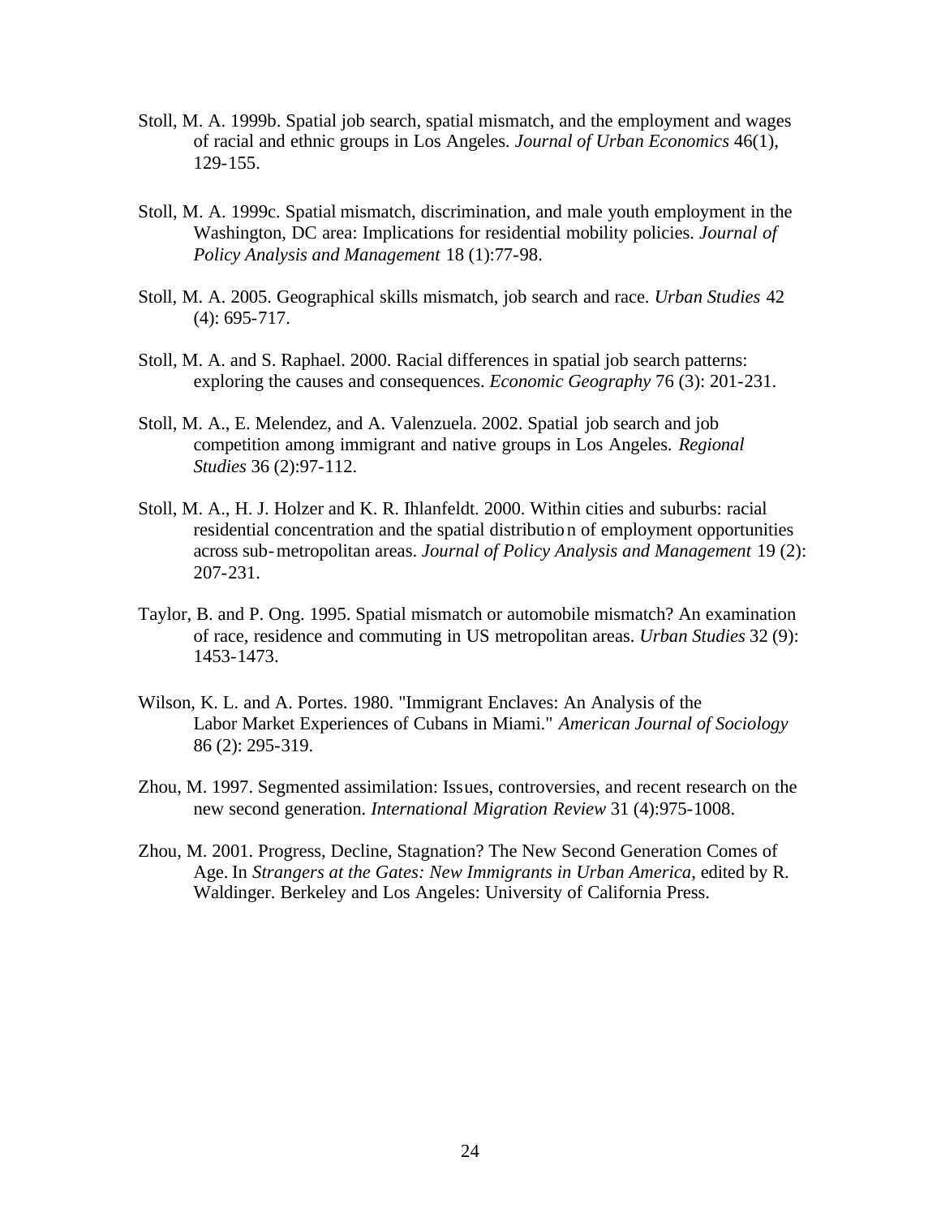Stoll, M. A. 1999b. Spatial job search, spatial mismatch, and the employment and wages of racial and ethnic groups in Los Angeles. *Journal of Urban Economics* 46(1), 129-155.

Stoll, M. A. 1999c. Spatial mismatch, discrimination, and male youth employment in the Washington, DC area: Implications for residential mobility policies. *Journal of Policy Analysis and Management* 18 (1):77-98.

Stoll, M. A. 2005. Geographical skills mismatch, job search and race. *Urban Studies* 42 (4): 695-717.

Stoll, M. A. and S. Raphael. 2000. Racial differences in spatial job search patterns: exploring the causes and consequences. *Economic Geography* 76 (3): 201-231.

Stoll, M. A., E. Melendez, and A. Valenzuela. 2002. Spatial job search and job competition among immigrant and native groups in Los Angeles. *Regional Studies* 36 (2):97-112.

Stoll, M. A., H. J. Holzer and K. R. Ihlanfeldt. 2000. Within cities and suburbs: racial residential concentration and the spatial distribution of employment opportunities across sub-metropolitan areas. *Journal of Policy Analysis and Management* 19 (2): 207-231.

Taylor, B. and P. Ong. 1995. Spatial mismatch or automobile mismatch? An examination of race, residence and commuting in US metropolitan areas. *Urban Studies* 32 (9): 1453-1473.

Wilson, K. L. and A. Portes. 1980. "Immigrant Enclaves: An Analysis of the Labor Market Experiences of Cubans in Miami." *American Journal of Sociology* 86 (2): 295-319.

Zhou, M. 1997. Segmented assimilation: Issues, controversies, and recent research on the new second generation. *International Migration Review* 31 (4):975-1008.

Zhou, M. 2001. Progress, Decline, Stagnation? The New Second Generation Comes of Age. In *Strangers at the Gates: New Immigrants in Urban America*, edited by R. Waldinger. Berkeley and Los Angeles: University of California Press.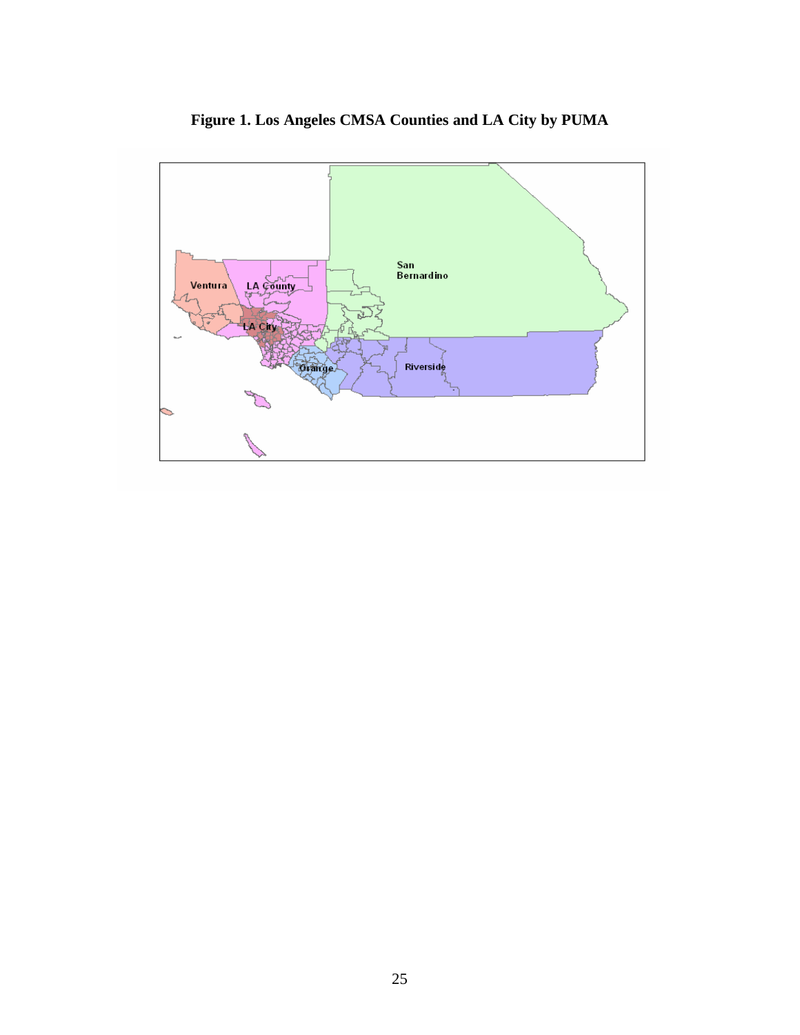**Figure 1. Los Angeles CMSA Counties and LA City by PUMA**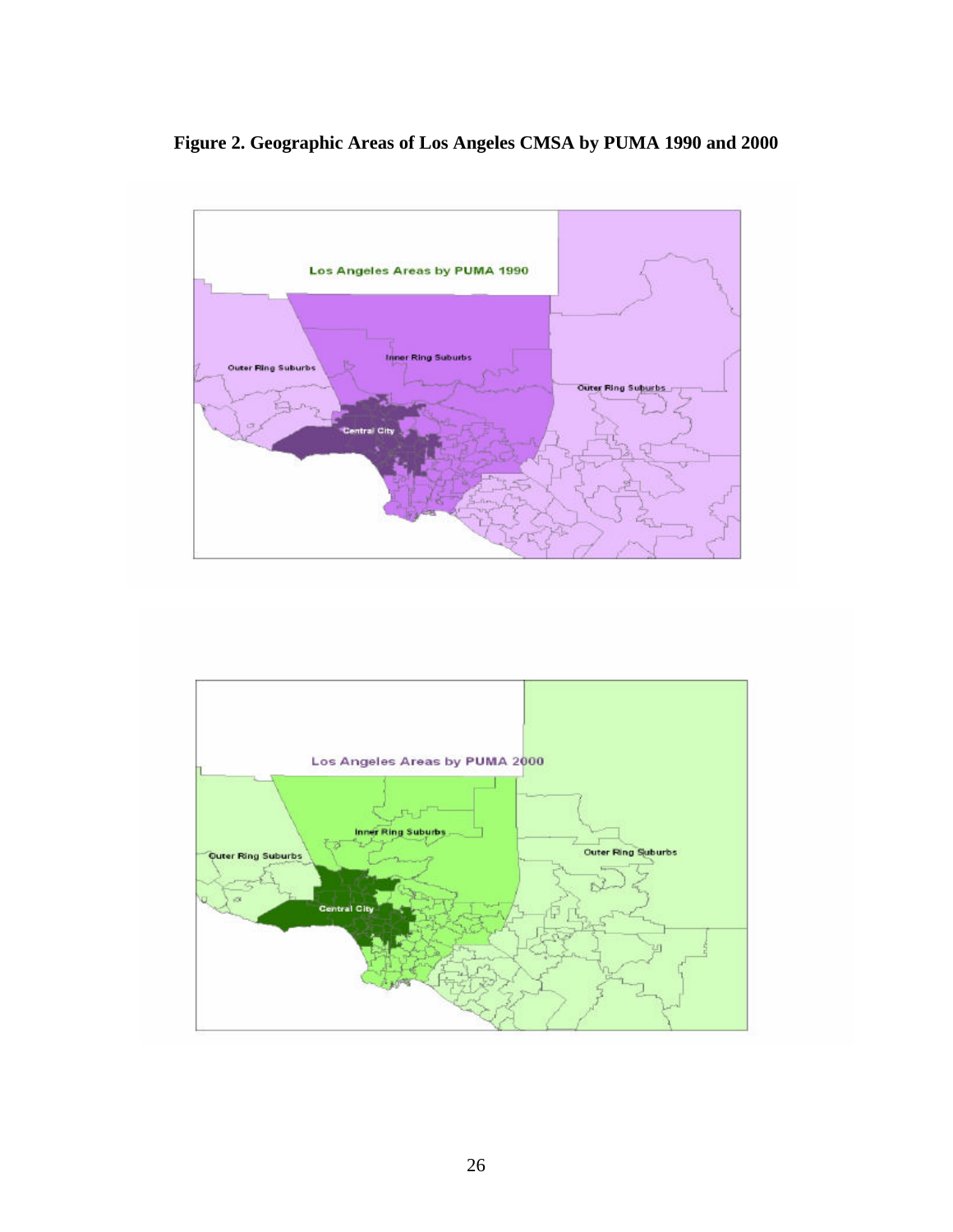**Figure 2. Geographic Areas of Los Angeles CMSA by PUMA 1990 and 2000**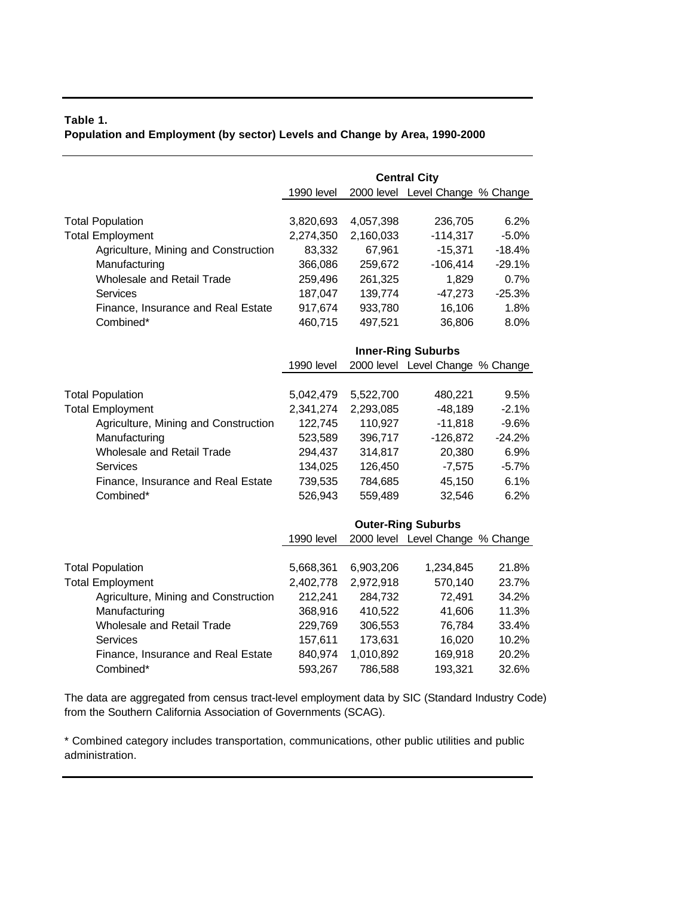**Table 1.**
**Population and Employment (by sector) Levels and Change by Area, 1990-2000**

| | Central City | | | |
|---|---|---|---|---|
| | 1990 level | 2000 level | Level Change | % Change |
| Total Population | 3,820,693 | 4,057,398 | 236,705 | 6.2% |
| Total Employment | 2,274,350 | 2,160,033 | -114,317 | -5.0% |
| Agriculture, Mining and Construction | 83,332 | 67,961 | -15,371 | -18.4% |
| Manufacturing | 366,086 | 259,672 | -106,414 | -29.1% |
| Wholesale and Retail Trade | 259,496 | 261,325 | 1,829 | 0.7% |
| Services | 187,047 | 139,774 | -47,273 | -25.3% |
| Finance, Insurance and Real Estate | 917,674 | 933,780 | 16,106 | 1.8% |
| Combined* | 460,715 | 497,521 | 36,806 | 8.0% |
| | **Inner-Ring Suburbs** | | | |
| | 1990 level | 2000 level | Level Change | % Change |
| Total Population | 5,042,479 | 5,522,700 | 480,221 | 9.5% |
| Total Employment | 2,341,274 | 2,293,085 | -48,189 | -2.1% |
| Agriculture, Mining and Construction | 122,745 | 110,927 | -11,818 | -9.6% |
| Manufacturing | 523,589 | 396,717 | -126,872 | -24.2% |
| Wholesale and Retail Trade | 294,437 | 314,817 | 20,380 | 6.9% |
| Services | 134,025 | 126,450 | -7,575 | -5.7% |
| Finance, Insurance and Real Estate | 739,535 | 784,685 | 45,150 | 6.1% |
| Combined* | 526,943 | 559,489 | 32,546 | 6.2% |
| | **Outer-Ring Suburbs** | | | |
| | 1990 level | 2000 level | Level Change | % Change |
| Total Population | 5,668,361 | 6,903,206 | 1,234,845 | 21.8% |
| Total Employment | 2,402,778 | 2,972,918 | 570,140 | 23.7% |
| Agriculture, Mining and Construction | 212,241 | 284,732 | 72,491 | 34.2% |
| Manufacturing | 368,916 | 410,522 | 41,606 | 11.3% |
| Wholesale and Retail Trade | 229,769 | 306,553 | 76,784 | 33.4% |
| Services | 157,611 | 173,631 | 16,020 | 10.2% |
| Finance, Insurance and Real Estate | 840,974 | 1,010,892 | 169,918 | 20.2% |
| Combined* | 593,267 | 786,588 | 193,321 | 32.6% |

The data are aggregated from census tract-level employment data by SIC (Standard Industry Code) from the Southern California Association of Governments (SCAG).

* Combined category includes transportation, communications, other public utilities and public administration.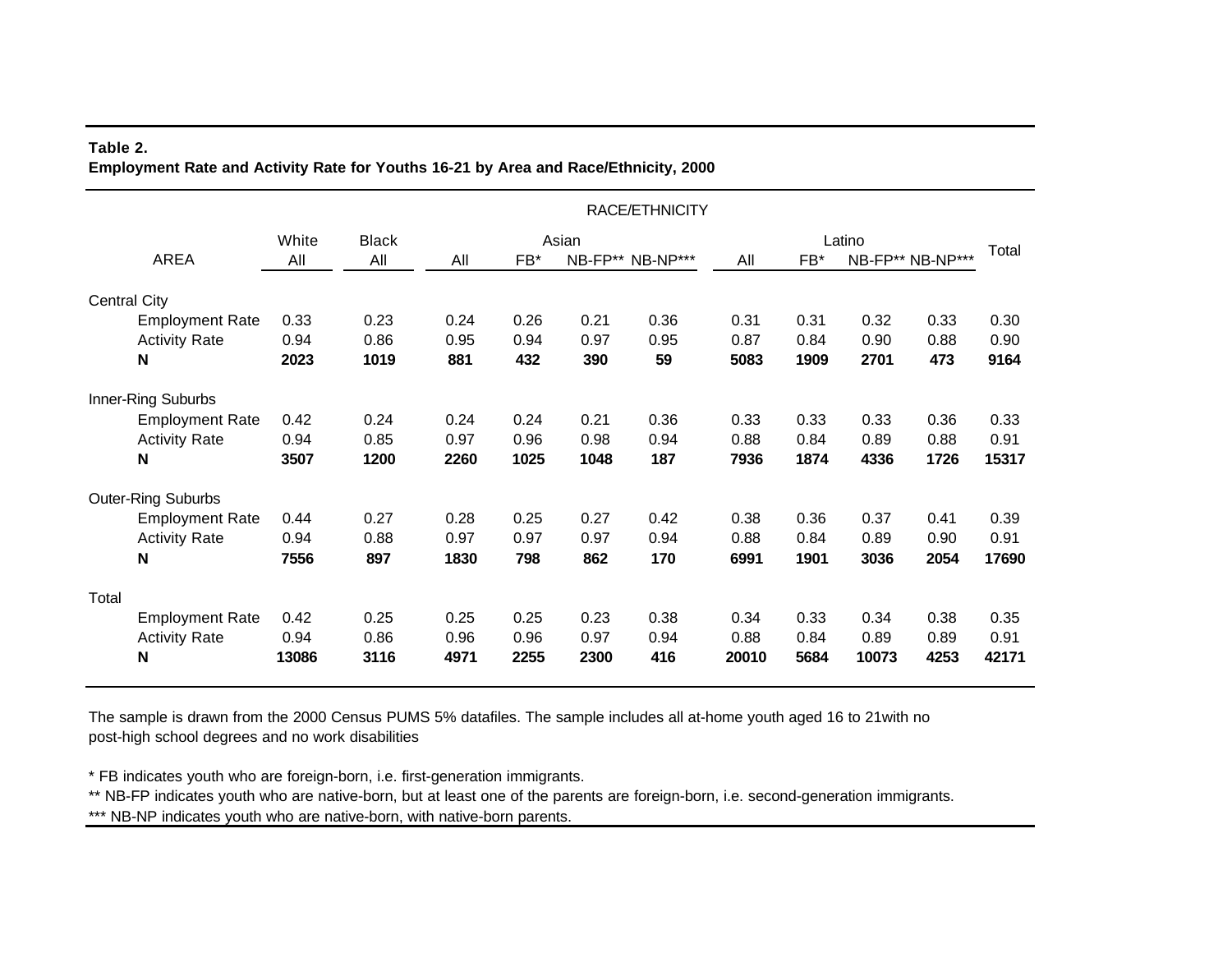**Table 2.**
**Employment Rate and Activity Rate for Youths 16-21 by Area and Race/Ethnicity, 2000**

| AREA | White | Black | Asian | | | | Latino | | | | Total |
|---|---|---|---|---|---|---|---|---|---|---|---|
| | All | All | All | FB* | NB-FP** | NB-NP*** | All | FB* | NB-FP** | NB-NP*** | |
| **Central City** | | | | | | | | | | | |
| Employment Rate | 0.33 | 0.23 | 0.24 | 0.26 | 0.21 | 0.36 | 0.31 | 0.31 | 0.32 | 0.33 | 0.30 |
| Activity Rate | 0.94 | 0.86 | 0.95 | 0.94 | 0.97 | 0.95 | 0.87 | 0.84 | 0.90 | 0.88 | 0.90 |
| **N** | **2023** | **1019** | **881** | **432** | **390** | **59** | **5083** | **1909** | **2701** | **473** | **9164** |
| **Inner-Ring Suburbs** | | | | | | | | | | | |
| Employment Rate | 0.42 | 0.24 | 0.24 | 0.24 | 0.21 | 0.36 | 0.33 | 0.33 | 0.33 | 0.36 | 0.33 |
| Activity Rate | 0.94 | 0.85 | 0.97 | 0.96 | 0.98 | 0.94 | 0.88 | 0.84 | 0.89 | 0.88 | 0.91 |
| **N** | **3507** | **1200** | **2260** | **1025** | **1048** | **187** | **7936** | **1874** | **4336** | **1726** | **15317** |
| **Outer-Ring Suburbs** | | | | | | | | | | | |
| Employment Rate | 0.44 | 0.27 | 0.28 | 0.25 | 0.27 | 0.42 | 0.38 | 0.36 | 0.37 | 0.41 | 0.39 |
| Activity Rate | 0.94 | 0.88 | 0.97 | 0.97 | 0.97 | 0.94 | 0.88 | 0.84 | 0.89 | 0.90 | 0.91 |
| **N** | **7556** | **897** | **1830** | **798** | **862** | **170** | **6991** | **1901** | **3036** | **2054** | **17690** |
| **Total** | | | | | | | | | | | |
| Employment Rate | 0.42 | 0.25 | 0.25 | 0.25 | 0.23 | 0.38 | 0.34 | 0.33 | 0.34 | 0.38 | 0.35 |
| Activity Rate | 0.94 | 0.86 | 0.96 | 0.96 | 0.97 | 0.94 | 0.88 | 0.84 | 0.89 | 0.89 | 0.91 |
| **N** | **13086** | **3116** | **4971** | **2255** | **2300** | **416** | **20010** | **5684** | **10073** | **4253** | **42171** |

The sample is drawn from the 2000 Census PUMS 5% datafiles. The sample includes all at-home youth aged 16 to 21with no post-high school degrees and no work disabilities

* FB indicates youth who are foreign-born, i.e. first-generation immigrants.
** NB-FP indicates youth who are native-born, but at least one of the parents are foreign-born, i.e. second-generation immigrants.
*** NB-NP indicates youth who are native-born, with native-born parents.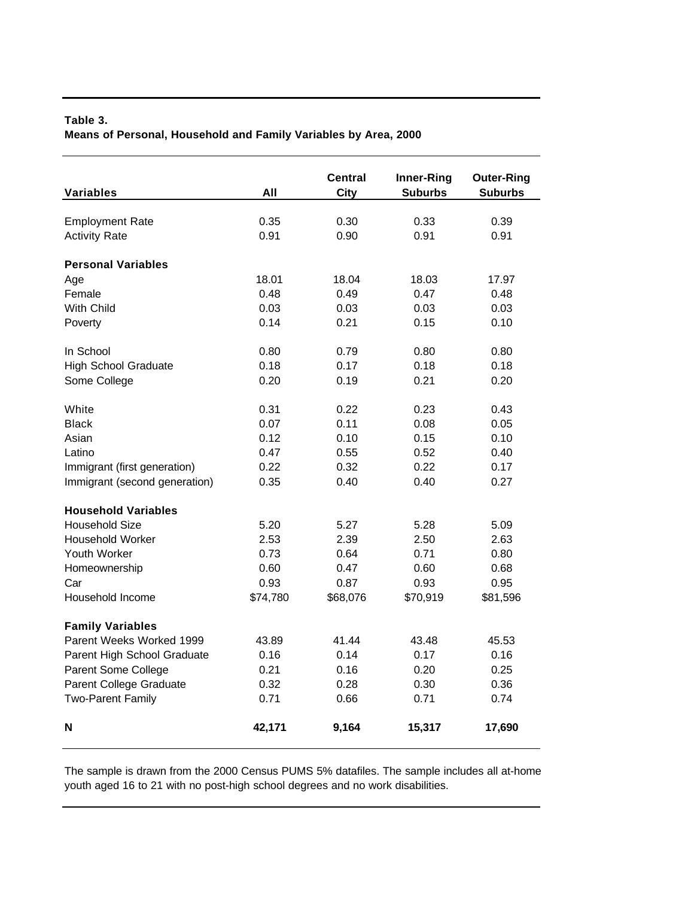**Table 3.**
**Means of Personal, Household and Family Variables by Area, 2000**

| Variables | All | Central City | Inner-Ring Suburbs | Outer-Ring Suburbs |
|---|---|---|---|---|
| Employment Rate | 0.35 | 0.30 | 0.33 | 0.39 |
| Activity Rate | 0.91 | 0.90 | 0.91 | 0.91 |
| **Personal Variables** | | | | |
| Age | 18.01 | 18.04 | 18.03 | 17.97 |
| Female | 0.48 | 0.49 | 0.47 | 0.48 |
| With Child | 0.03 | 0.03 | 0.03 | 0.03 |
| Poverty | 0.14 | 0.21 | 0.15 | 0.10 |
| In School | 0.80 | 0.79 | 0.80 | 0.80 |
| High School Graduate | 0.18 | 0.17 | 0.18 | 0.18 |
| Some College | 0.20 | 0.19 | 0.21 | 0.20 |
| White | 0.31 | 0.22 | 0.23 | 0.43 |
| Black | 0.07 | 0.11 | 0.08 | 0.05 |
| Asian | 0.12 | 0.10 | 0.15 | 0.10 |
| Latino | 0.47 | 0.55 | 0.52 | 0.40 |
| Immigrant (first generation) | 0.22 | 0.32 | 0.22 | 0.17 |
| Immigrant (second generation) | 0.35 | 0.40 | 0.40 | 0.27 |
| **Household Variables** | | | | |
| Household Size | 5.20 | 5.27 | 5.28 | 5.09 |
| Household Worker | 2.53 | 2.39 | 2.50 | 2.63 |
| Youth Worker | 0.73 | 0.64 | 0.71 | 0.80 |
| Homeownership | 0.60 | 0.47 | 0.60 | 0.68 |
| Car | 0.93 | 0.87 | 0.93 | 0.95 |
| Household Income | $74,780 | $68,076 | $70,919 | $81,596 |
| **Family Variables** | | | | |
| Parent Weeks Worked 1999 | 43.89 | 41.44 | 43.48 | 45.53 |
| Parent High School Graduate | 0.16 | 0.14 | 0.17 | 0.16 |
| Parent Some College | 0.21 | 0.16 | 0.20 | 0.25 |
| Parent College Graduate | 0.32 | 0.28 | 0.30 | 0.36 |
| Two-Parent Family | 0.71 | 0.66 | 0.71 | 0.74 |
| **N** | **42,171** | **9,164** | **15,317** | **17,690** |

The sample is drawn from the 2000 Census PUMS 5% datafiles. The sample includes all at-home youth aged 16 to 21 with no post-high school degrees and no work disabilities.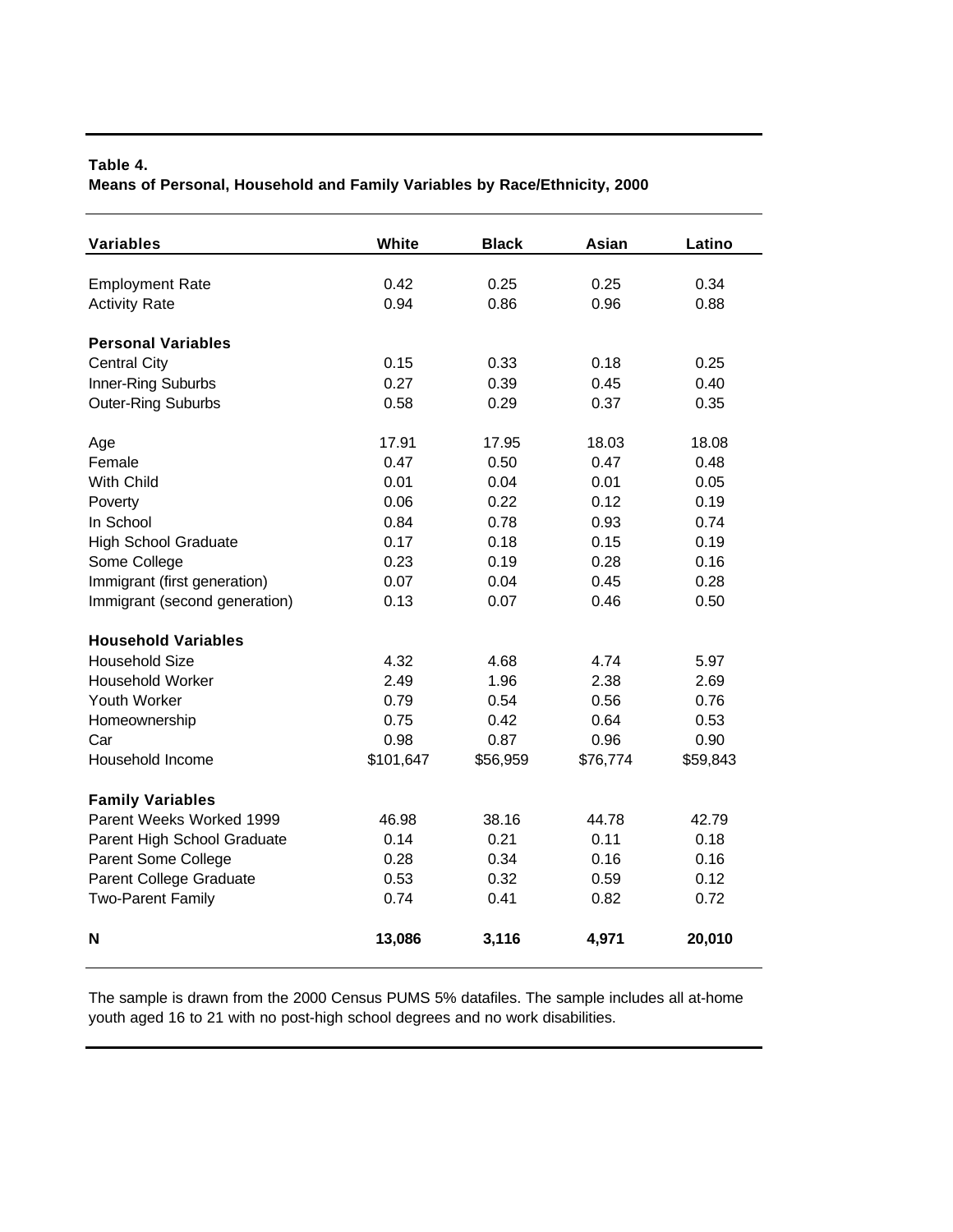**Table 4.**
**Means of Personal, Household and Family Variables by Race/Ethnicity, 2000**

| Variables | White | Black | Asian | Latino |
|---|---|---|---|---|
| Employment Rate | 0.42 | 0.25 | 0.25 | 0.34 |
| Activity Rate | 0.94 | 0.86 | 0.96 | 0.88 |
| **Personal Variables** | | | | |
| Central City | 0.15 | 0.33 | 0.18 | 0.25 |
| Inner-Ring Suburbs | 0.27 | 0.39 | 0.45 | 0.40 |
| Outer-Ring Suburbs | 0.58 | 0.29 | 0.37 | 0.35 |
| Age | 17.91 | 17.95 | 18.03 | 18.08 |
| Female | 0.47 | 0.50 | 0.47 | 0.48 |
| With Child | 0.01 | 0.04 | 0.01 | 0.05 |
| Poverty | 0.06 | 0.22 | 0.12 | 0.19 |
| In School | 0.84 | 0.78 | 0.93 | 0.74 |
| High School Graduate | 0.17 | 0.18 | 0.15 | 0.19 |
| Some College | 0.23 | 0.19 | 0.28 | 0.16 |
| Immigrant (first generation) | 0.07 | 0.04 | 0.45 | 0.28 |
| Immigrant (second generation) | 0.13 | 0.07 | 0.46 | 0.50 |
| **Household Variables** | | | | |
| Household Size | 4.32 | 4.68 | 4.74 | 5.97 |
| Household Worker | 2.49 | 1.96 | 2.38 | 2.69 |
| Youth Worker | 0.79 | 0.54 | 0.56 | 0.76 |
| Homeownership | 0.75 | 0.42 | 0.64 | 0.53 |
| Car | 0.98 | 0.87 | 0.96 | 0.90 |
| Household Income | $101,647 | $56,959 | $76,774 | $59,843 |
| **Family Variables** | | | | |
| Parent Weeks Worked 1999 | 46.98 | 38.16 | 44.78 | 42.79 |
| Parent High School Graduate | 0.14 | 0.21 | 0.11 | 0.18 |
| Parent Some College | 0.28 | 0.34 | 0.16 | 0.16 |
| Parent College Graduate | 0.53 | 0.32 | 0.59 | 0.12 |
| Two-Parent Family | 0.74 | 0.41 | 0.82 | 0.72 |
| **N** | **13,086** | **3,116** | **4,971** | **20,010** |

The sample is drawn from the 2000 Census PUMS 5% datafiles. The sample includes all at-home youth aged 16 to 21 with no post-high school degrees and no work disabilities.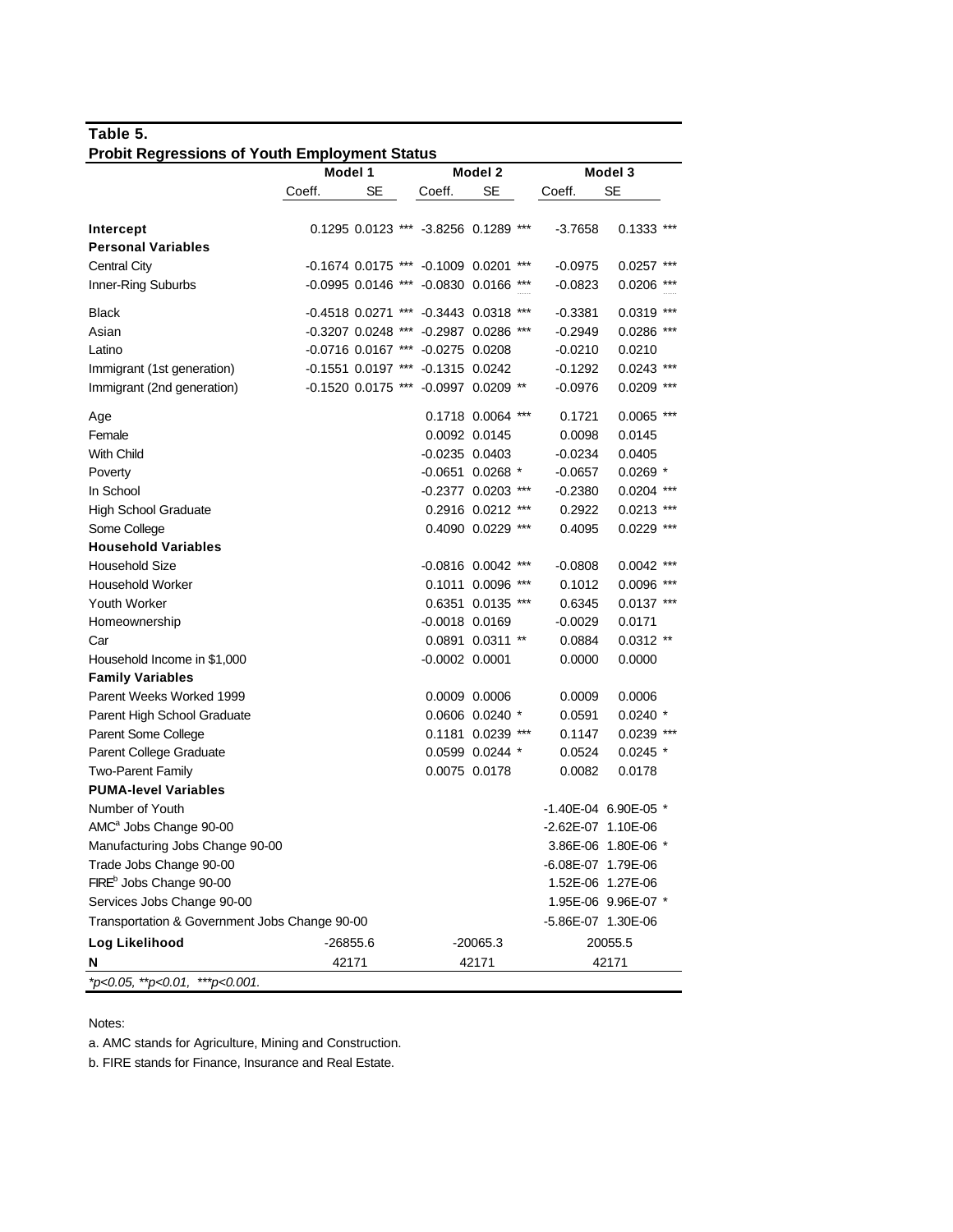**Table 5.**
**Probit Regressions of Youth Employment Status**

| | Model 1 | | | Model 2 | | | Model 3 | | |
|---|---|---|---|---|---|---|---|---|---|
| | Coeff. | SE | | Coeff. | SE | | Coeff. | SE | |
| **Intercept** | 0.1295 | 0.0123 | *** | -3.8256 | 0.1289 | *** | -3.7658 | 0.1333 | *** |
| **Personal Variables** | | | | | | | | | |
| Central City | -0.1674 | 0.0175 | *** | -0.1009 | 0.0201 | *** | -0.0975 | 0.0257 | *** |
| Inner-Ring Suburbs | -0.0995 | 0.0146 | *** | -0.0830 | 0.0166 | *** | -0.0823 | 0.0206 | *** |
| Black | -0.4518 | 0.0271 | *** | -0.3443 | 0.0318 | *** | -0.3381 | 0.0319 | *** |
| Asian | -0.3207 | 0.0248 | *** | -0.2987 | 0.0286 | *** | -0.2949 | 0.0286 | *** |
| Latino | -0.0716 | 0.0167 | *** | -0.0275 | 0.0208 | | -0.0210 | 0.0210 | |
| Immigrant (1st generation) | -0.1551 | 0.0197 | *** | -0.1315 | 0.0242 | | -0.1292 | 0.0243 | *** |
| Immigrant (2nd generation) | -0.1520 | 0.0175 | *** | -0.0997 | 0.0209 | ** | -0.0976 | 0.0209 | *** |
| Age | | | | 0.1718 | 0.0064 | *** | 0.1721 | 0.0065 | *** |
| Female | | | | 0.0092 | 0.0145 | | 0.0098 | 0.0145 | |
| With Child | | | | -0.0235 | 0.0403 | | -0.0234 | 0.0405 | |
| Poverty | | | | -0.0651 | 0.0268 | * | -0.0657 | 0.0269 | * |
| In School | | | | -0.2377 | 0.0203 | *** | -0.2380 | 0.0204 | *** |
| High School Graduate | | | | 0.2916 | 0.0212 | *** | 0.2922 | 0.0213 | *** |
| Some College | | | | 0.4090 | 0.0229 | *** | 0.4095 | 0.0229 | *** |
| **Household Variables** | | | | | | | | | |
| Household Size | | | | -0.0816 | 0.0042 | *** | -0.0808 | 0.0042 | *** |
| Household Worker | | | | 0.1011 | 0.0096 | *** | 0.1012 | 0.0096 | *** |
| Youth Worker | | | | 0.6351 | 0.0135 | *** | 0.6345 | 0.0137 | *** |
| Homeownership | | | | -0.0018 | 0.0169 | | -0.0029 | 0.0171 | |
| Car | | | | 0.0891 | 0.0311 | ** | 0.0884 | 0.0312 | ** |
| Household Income in $1,000 | | | | -0.0002 | 0.0001 | | 0.0000 | 0.0000 | |
| **Family Variables** | | | | | | | | | |
| Parent Weeks Worked 1999 | | | | 0.0009 | 0.0006 | | 0.0009 | 0.0006 | |
| Parent High School Graduate | | | | 0.0606 | 0.0240 | * | 0.0591 | 0.0240 | * |
| Parent Some College | | | | 0.1181 | 0.0239 | *** | 0.1147 | 0.0239 | *** |
| Parent College Graduate | | | | 0.0599 | 0.0244 | * | 0.0524 | 0.0245 | * |
| Two-Parent Family | | | | 0.0075 | 0.0178 | | 0.0082 | 0.0178 | |
| **PUMA-level Variables** | | | | | | | | | |
| Number of Youth | | | | | | | -1.40E-04 | 6.90E-05 | * |
| AMC[a] Jobs Change 90-00 | | | | | | | -2.62E-07 | 1.10E-06 | |
| Manufacturing Jobs Change 90-00 | | | | | | | 3.86E-06 | 1.80E-06 | * |
| Trade Jobs Change 90-00 | | | | | | | -6.08E-07 | 1.79E-06 | |
| FIRE[b] Jobs Change 90-00 | | | | | | | 1.52E-06 | 1.27E-06 | |
| Services Jobs Change 90-00 | | | | | | | 1.95E-06 | 9.96E-07 | * |
| Transportation & Government Jobs Change 90-00 | | | | | | | -5.86E-07 | 1.30E-06 | |
| **Log Likelihood** | -26855.6 | | | -20065.3 | | | 20055.5 | | |
| **N** | 42171 | | | 42171 | | | 42171 | | |

*\*p<0.05, \*\*p<0.01, \*\*\*p<0.001.*

Notes:

a. AMC stands for Agriculture, Mining and Construction.

b. FIRE stands for Finance, Insurance and Real Estate.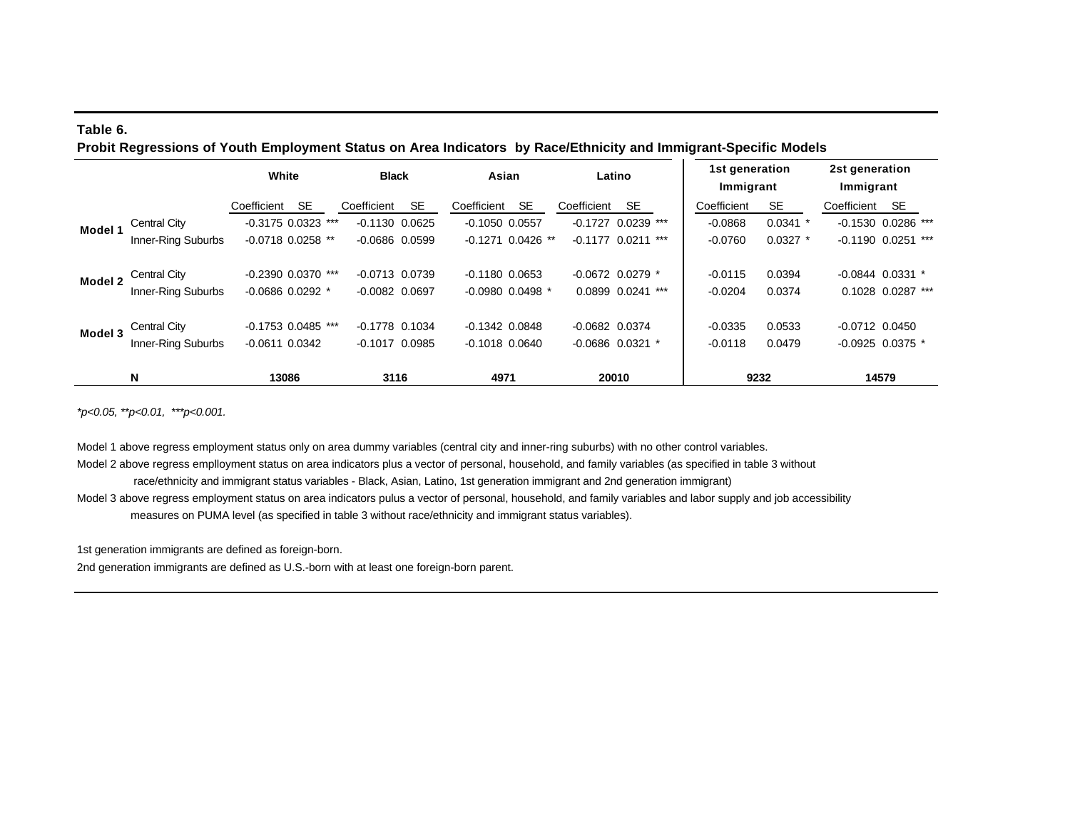**Table 6.**
**Probit Regressions of Youth Employment Status on Area Indicators by Race/Ethnicity and Immigrant-Specific Models**

| | | White | | Black | | Asian | | Latino | | 1st generation Immigrant | | 2st generation Immigrant | |
|---|---|---|---|---|---|---|---|---|---|---|---|---|---|
| | | Coefficient | SE | Coefficient | SE | Coefficient | SE | Coefficient | SE | Coefficient | SE | Coefficient | SE |
| **Model 1** | Central City | -0.3175 | 0.0323 *** | -0.1130 | 0.0625 | -0.1050 | 0.0557 | -0.1727 | 0.0239 *** | -0.0868 | 0.0341 * | -0.1530 | 0.0286 *** |
| | Inner-Ring Suburbs | -0.0718 | 0.0258 ** | -0.0686 | 0.0599 | -0.1271 | 0.0426 ** | -0.1177 | 0.0211 *** | -0.0760 | 0.0327 * | -0.1190 | 0.0251 *** |
| **Model 2** | Central City | -0.2390 | 0.0370 *** | -0.0713 | 0.0739 | -0.1180 | 0.0653 | -0.0672 | 0.0279 * | -0.0115 | 0.0394 | -0.0844 | 0.0331 * |
| | Inner-Ring Suburbs | -0.0686 | 0.0292 * | -0.0082 | 0.0697 | -0.0980 | 0.0498 * | 0.0899 | 0.0241 *** | -0.0204 | 0.0374 | 0.1028 | 0.0287 *** |
| **Model 3** | Central City | -0.1753 | 0.0485 *** | -0.1778 | 0.1034 | -0.1342 | 0.0848 | -0.0682 | 0.0374 | -0.0335 | 0.0533 | -0.0712 | 0.0450 |
| | Inner-Ring Suburbs | -0.0611 | 0.0342 | -0.1017 | 0.0985 | -0.1018 | 0.0640 | -0.0686 | 0.0321 * | -0.0118 | 0.0479 | -0.0925 | 0.0375 * |
| | **N** | **13086** | | **3116** | | **4971** | | **20010** | | **9232** | | **14579** | |

*\*p<0.05, \*\*p<0.01, \*\*\*p<0.001.*

Model 1 above regress employment status only on area dummy variables (central city and inner-ring suburbs) with no other control variables.

Model 2 above regress emplloyment status on area indicators plus a vector of personal, household, and family variables (as specified in table 3 without race/ethnicity and immigrant status variables - Black, Asian, Latino, 1st generation immigrant and 2nd generation immigrant)

Model 3 above regress employment status on area indicators pulus a vector of personal, household, and family variables and labor supply and job accessibility measures on PUMA level (as specified in table 3 without race/ethnicity and immigrant status variables).

1st generation immigrants are defined as foreign-born.

2nd generation immigrants are defined as U.S.-born with at least one foreign-born parent.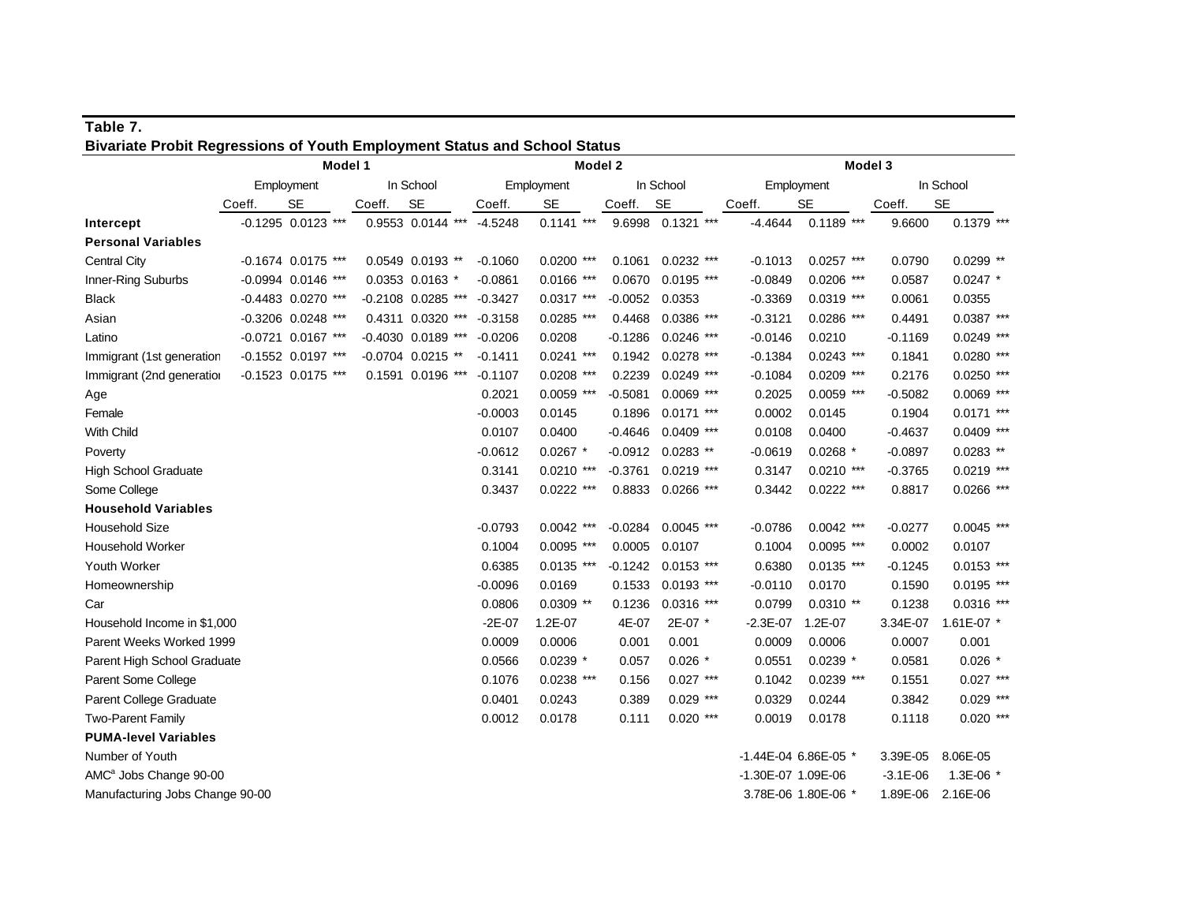**Table 7.**
**Bivariate Probit Regressions of Youth Employment Status and School Status**

| | Model 1 | | | | | | Model 2 | | | | | | Model 3 | | | | | |
|---|---|---|---|---|---|---|---|---|---|---|---|---|---|---|---|---|---|---|
| | Employment | | | In School | | | Employment | | | In School | | | Employment | | | In School | | |
| | Coeff. | SE | | Coeff. | SE | | Coeff. | SE | | Coeff. | SE | | Coeff. | SE | | Coeff. | SE | |
| **Intercept** | -0.1295 | 0.0123 | *** | 0.9553 | 0.0144 | *** | -4.5248 | 0.1141 | *** | 9.6998 | 0.1321 | *** | -4.4644 | 0.1189 | *** | 9.6600 | 0.1379 | *** |
| **Personal Variables** | | | | | | | | | | | | | | | | | | |
| Central City | -0.1674 | 0.0175 | *** | 0.0549 | 0.0193 | ** | -0.1060 | 0.0200 | *** | 0.1061 | 0.0232 | *** | -0.1013 | 0.0257 | *** | 0.0790 | 0.0299 | ** |
| Inner-Ring Suburbs | -0.0994 | 0.0146 | *** | 0.0353 | 0.0163 | * | -0.0861 | 0.0166 | *** | 0.0670 | 0.0195 | *** | -0.0849 | 0.0206 | *** | 0.0587 | 0.0247 | * |
| Black | -0.4483 | 0.0270 | *** | -0.2108 | 0.0285 | *** | -0.3427 | 0.0317 | *** | -0.0052 | 0.0353 | | -0.3369 | 0.0319 | *** | 0.0061 | 0.0355 | |
| Asian | -0.3206 | 0.0248 | *** | 0.4311 | 0.0320 | *** | -0.3158 | 0.0285 | *** | 0.4468 | 0.0386 | *** | -0.3121 | 0.0286 | *** | 0.4491 | 0.0387 | *** |
| Latino | -0.0721 | 0.0167 | *** | -0.4030 | 0.0189 | *** | -0.0206 | 0.0208 | | -0.1286 | 0.0246 | *** | -0.0146 | 0.0210 | | -0.1169 | 0.0249 | *** |
| Immigrant (1st generation | -0.1552 | 0.0197 | *** | -0.0704 | 0.0215 | ** | -0.1411 | 0.0241 | *** | 0.1942 | 0.0278 | *** | -0.1384 | 0.0243 | *** | 0.1841 | 0.0280 | *** |
| Immigrant (2nd generatior | -0.1523 | 0.0175 | *** | 0.1591 | 0.0196 | *** | -0.1107 | 0.0208 | *** | 0.2239 | 0.0249 | *** | -0.1084 | 0.0209 | *** | 0.2176 | 0.0250 | *** |
| Age | | | | | | | 0.2021 | 0.0059 | *** | -0.5081 | 0.0069 | *** | 0.2025 | 0.0059 | *** | -0.5082 | 0.0069 | *** |
| Female | | | | | | | -0.0003 | 0.0145 | | 0.1896 | 0.0171 | *** | 0.0002 | 0.0145 | | 0.1904 | 0.0171 | *** |
| With Child | | | | | | | 0.0107 | 0.0400 | | -0.4646 | 0.0409 | *** | 0.0108 | 0.0400 | | -0.4637 | 0.0409 | *** |
| Poverty | | | | | | | -0.0612 | 0.0267 | * | -0.0912 | 0.0283 | ** | -0.0619 | 0.0268 | * | -0.0897 | 0.0283 | ** |
| High School Graduate | | | | | | | 0.3141 | 0.0210 | *** | -0.3761 | 0.0219 | *** | 0.3147 | 0.0210 | *** | -0.3765 | 0.0219 | *** |
| Some College | | | | | | | 0.3437 | 0.0222 | *** | 0.8833 | 0.0266 | *** | 0.3442 | 0.0222 | *** | 0.8817 | 0.0266 | *** |
| **Household Variables** | | | | | | | | | | | | | | | | | | |
| Household Size | | | | | | | -0.0793 | 0.0042 | *** | -0.0284 | 0.0045 | *** | -0.0786 | 0.0042 | *** | -0.0277 | 0.0045 | *** |
| Household Worker | | | | | | | 0.1004 | 0.0095 | *** | 0.0005 | 0.0107 | | 0.1004 | 0.0095 | *** | 0.0002 | 0.0107 | |
| Youth Worker | | | | | | | 0.6385 | 0.0135 | *** | -0.1242 | 0.0153 | *** | 0.6380 | 0.0135 | *** | -0.1245 | 0.0153 | *** |
| Homeownership | | | | | | | -0.0096 | 0.0169 | | 0.1533 | 0.0193 | *** | -0.0110 | 0.0170 | | 0.1590 | 0.0195 | *** |
| Car | | | | | | | 0.0806 | 0.0309 | ** | 0.1236 | 0.0316 | *** | 0.0799 | 0.0310 | ** | 0.1238 | 0.0316 | *** |
| Household Income in $1,000 | | | | | | | -2E-07 | 1.2E-07 | | 4E-07 | 2E-07 | * | -2.3E-07 | 1.2E-07 | | 3.34E-07 | 1.61E-07 | * |
| Parent Weeks Worked 1999 | | | | | | | 0.0009 | 0.0006 | | 0.001 | 0.001 | | 0.0009 | 0.0006 | | 0.0007 | 0.001 | |
| Parent High School Graduate | | | | | | | 0.0566 | 0.0239 | * | 0.057 | 0.026 | * | 0.0551 | 0.0239 | * | 0.0581 | 0.026 | * |
| Parent Some College | | | | | | | 0.1076 | 0.0238 | *** | 0.156 | 0.027 | *** | 0.1042 | 0.0239 | *** | 0.1551 | 0.027 | *** |
| Parent College Graduate | | | | | | | 0.0401 | 0.0243 | | 0.389 | 0.029 | *** | 0.0329 | 0.0244 | | 0.3842 | 0.029 | *** |
| Two-Parent Family | | | | | | | 0.0012 | 0.0178 | | 0.111 | 0.020 | *** | 0.0019 | 0.0178 | | 0.1118 | 0.020 | *** |
| **PUMA-level Variables** | | | | | | | | | | | | | | | | | | |
| Number of Youth | | | | | | | | | | | | | -1.44E-04 | 6.86E-05 | * | 3.39E-05 | 8.06E-05 | |
| AMC[a] Jobs Change 90-00 | | | | | | | | | | | | | -1.30E-07 | 1.09E-06 | | -3.1E-06 | 1.3E-06 | * |
| Manufacturing Jobs Change 90-00 | | | | | | | | | | | | | 3.78E-06 | 1.80E-06 | * | 1.89E-06 | 2.16E-06 | |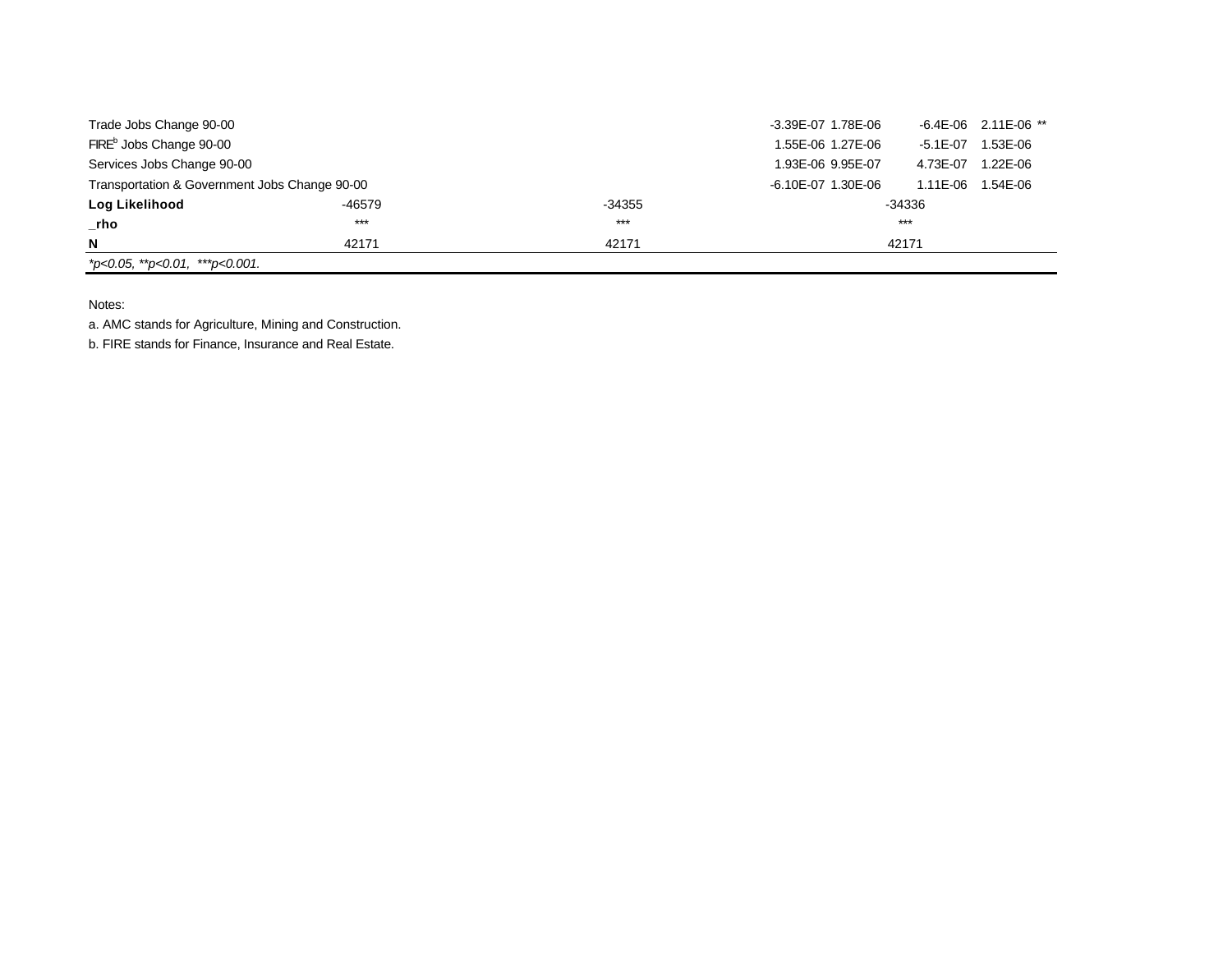| | | | | | | | |
|---|---|---|---|---|---|---|---|
| Trade Jobs Change 90-00 | | | | -3.39E-07 | 1.78E-06 | -6.4E-06 | 2.11E-06 ** |
| FIRE[b] Jobs Change 90-00 | | | | 1.55E-06 | 1.27E-06 | -5.1E-07 | 1.53E-06 |
| Services Jobs Change 90-00 | | | | 1.93E-06 | 9.95E-07 | 4.73E-07 | 1.22E-06 |
| Transportation & Government Jobs Change 90-00 | | | | -6.10E-07 | 1.30E-06 | 1.11E-06 | 1.54E-06 |
| **Log Likelihood** | -46579 | | -34355 | | -34336 | | |
| **_rho** | *** | | *** | | *** | | |
| **N** | 42171 | | 42171 | | 42171 | | |

*\*p<0.05, \*\*p<0.01, \*\*\*p<0.001.*

Notes:

a. AMC stands for Agriculture, Mining and Construction.

b. FIRE stands for Finance, Insurance and Real Estate.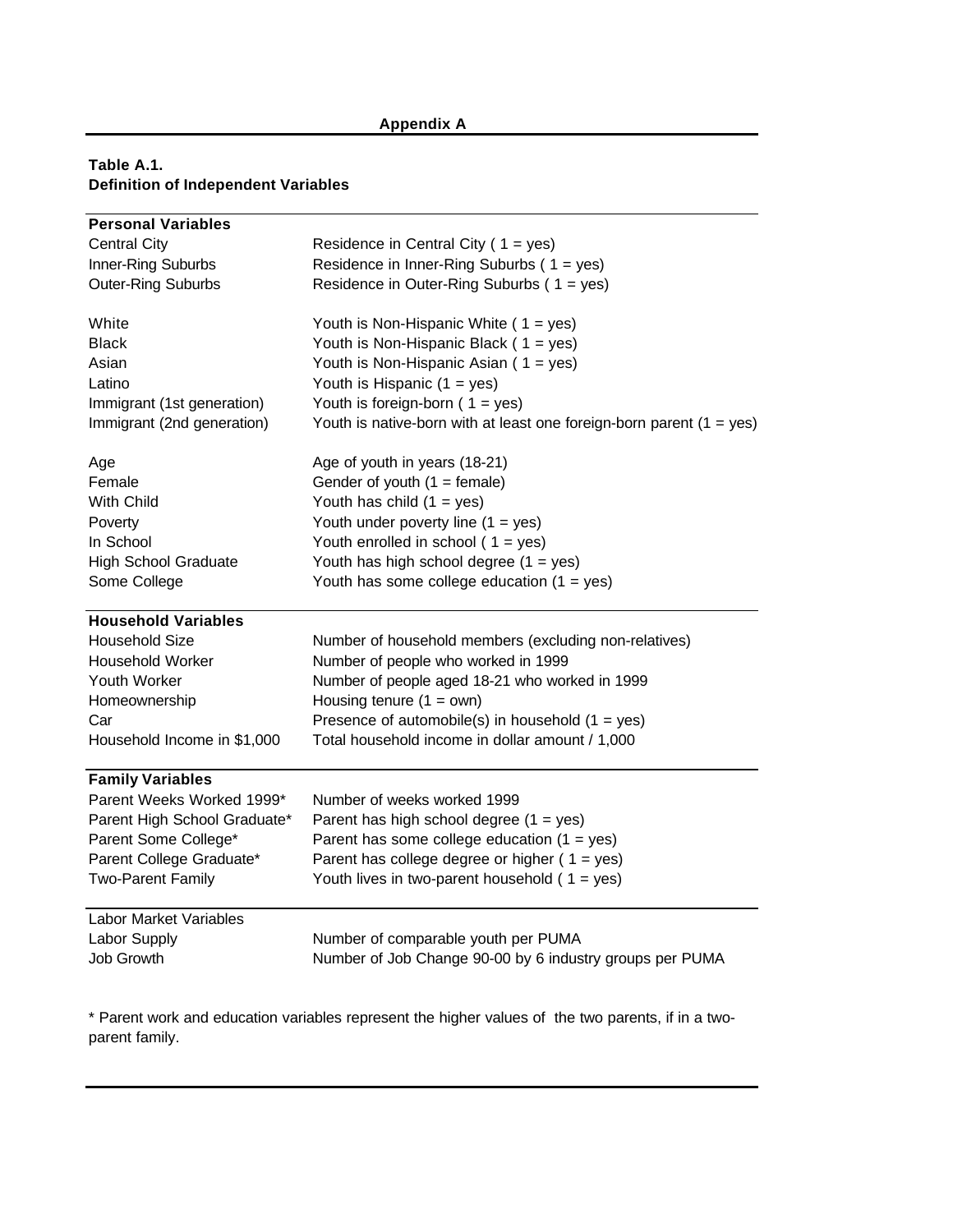## Appendix A

**Table A.1.**
**Definition of Independent Variables**

| | |
|---|---|
| **Personal Variables** | |
| Central City | Residence in Central City ( 1 = yes) |
| Inner-Ring Suburbs | Residence in Inner-Ring Suburbs ( 1 = yes) |
| Outer-Ring Suburbs | Residence in Outer-Ring Suburbs ( 1 = yes) |
| White | Youth is Non-Hispanic White ( 1 = yes) |
| Black | Youth is Non-Hispanic Black ( 1 = yes) |
| Asian | Youth is Non-Hispanic Asian ( 1 = yes) |
| Latino | Youth is Hispanic (1 = yes) |
| Immigrant (1st generation) | Youth is foreign-born ( 1 = yes) |
| Immigrant (2nd generation) | Youth is native-born with at least one foreign-born parent (1 = yes) |
| Age | Age of youth in years (18-21) |
| Female | Gender of youth (1 = female) |
| With Child | Youth has child (1 = yes) |
| Poverty | Youth under poverty line (1 = yes) |
| In School | Youth enrolled in school ( 1 = yes) |
| High School Graduate | Youth has high school degree (1 = yes) |
| Some College | Youth has some college education (1 = yes) |
| **Household Variables** | |
| Household Size | Number of household members (excluding non-relatives) |
| Household Worker | Number of people who worked in 1999 |
| Youth Worker | Number of people aged 18-21 who worked in 1999 |
| Homeownership | Housing tenure (1 = own) |
| Car | Presence of automobile(s) in household (1 = yes) |
| Household Income in $1,000 | Total household income in dollar amount / 1,000 |
| **Family Variables** | |
| Parent Weeks Worked 1999* | Number of weeks worked 1999 |
| Parent High School Graduate* | Parent has high school degree (1 = yes) |
| Parent Some College* | Parent has some college education (1 = yes) |
| Parent College Graduate* | Parent has college degree or higher ( 1 = yes) |
| Two-Parent Family | Youth lives in two-parent household ( 1 = yes) |
| Labor Market Variables | |
| Labor Supply | Number of comparable youth per PUMA |
| Job Growth | Number of Job Change 90-00 by 6 industry groups per PUMA |

* Parent work and education variables represent the higher values of the two parents, if in a two-parent family.